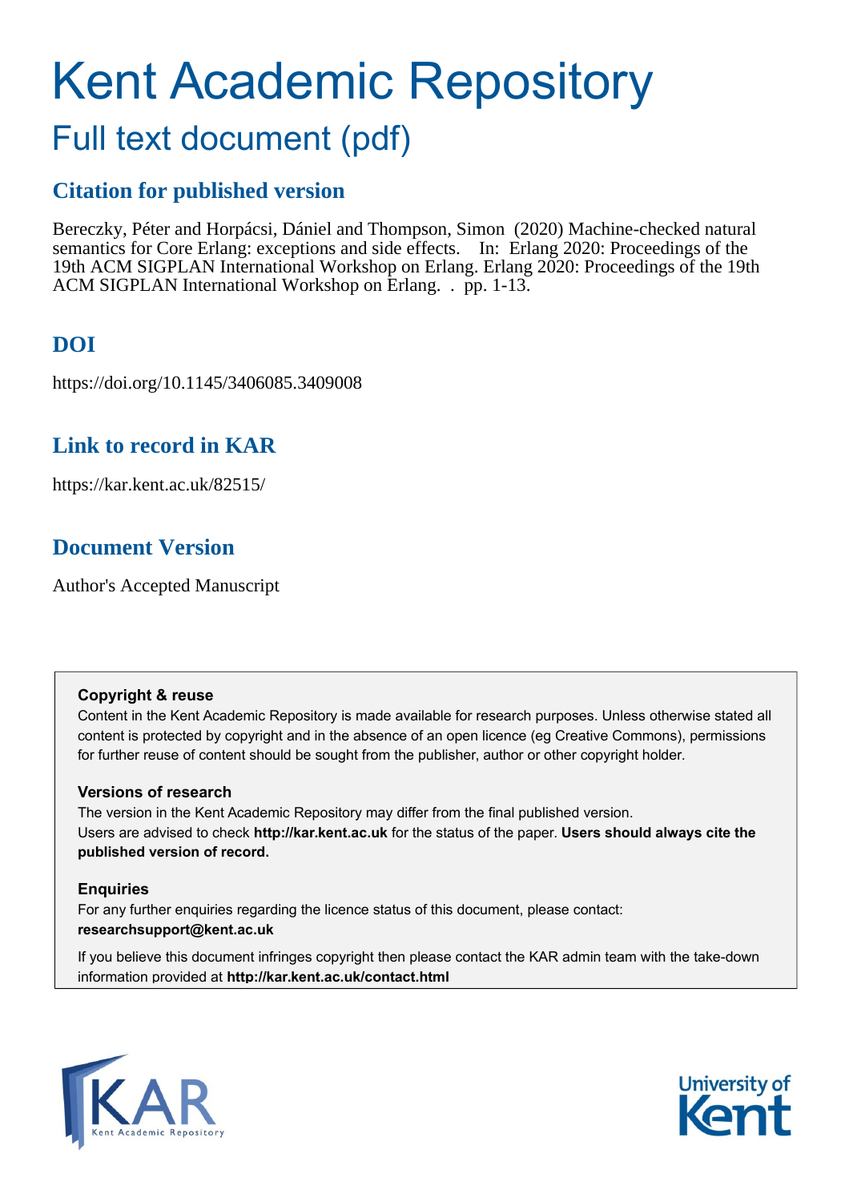# Kent Academic Repository

## Full text document (pdf)

### Citation for published version

Bereczky, Péter and Horpácsi, Dániel and Thompson, Simon (2020) Machine-checked natural semantics for Core Erlang: exceptions and side effects. In: Erlang 2020: Proceedings of the 19th ACM SIGPLAN International Workshop on Erlang. Erlang 2020: Proceedings of the 19th ACM SIGPLAN International Workshop on Erlang. . pp. 1-13.

### DOI

https://doi.org/10.1145/3406085.3409008

### Link to record in KAR

https://kar.kent.ac.uk/82515/

### Document Version

Author's Accepted Manuscript

**Copyright & reuse**

Content in the Kent Academic Repository is made available for research purposes. Unless otherwise stated all content is protected by copyright and in the absence of an open licence (eg Creative Commons), permissions for further reuse of content should be sought from the publisher, author or other copyright holder.

**Versions of research**

The version in the Kent Academic Repository may differ from the final published version. Users are advised to check **http://kar.kent.ac.uk** for the status of the paper. **Users should always cite the published version of record.**

**Enquiries**

For any further enquiries regarding the licence status of this document, please contact: **researchsupport@kent.ac.uk**

If you believe this document infringes copyright then please contact the KAR admin team with the take-down information provided at **http://kar.kent.ac.uk/contact.html**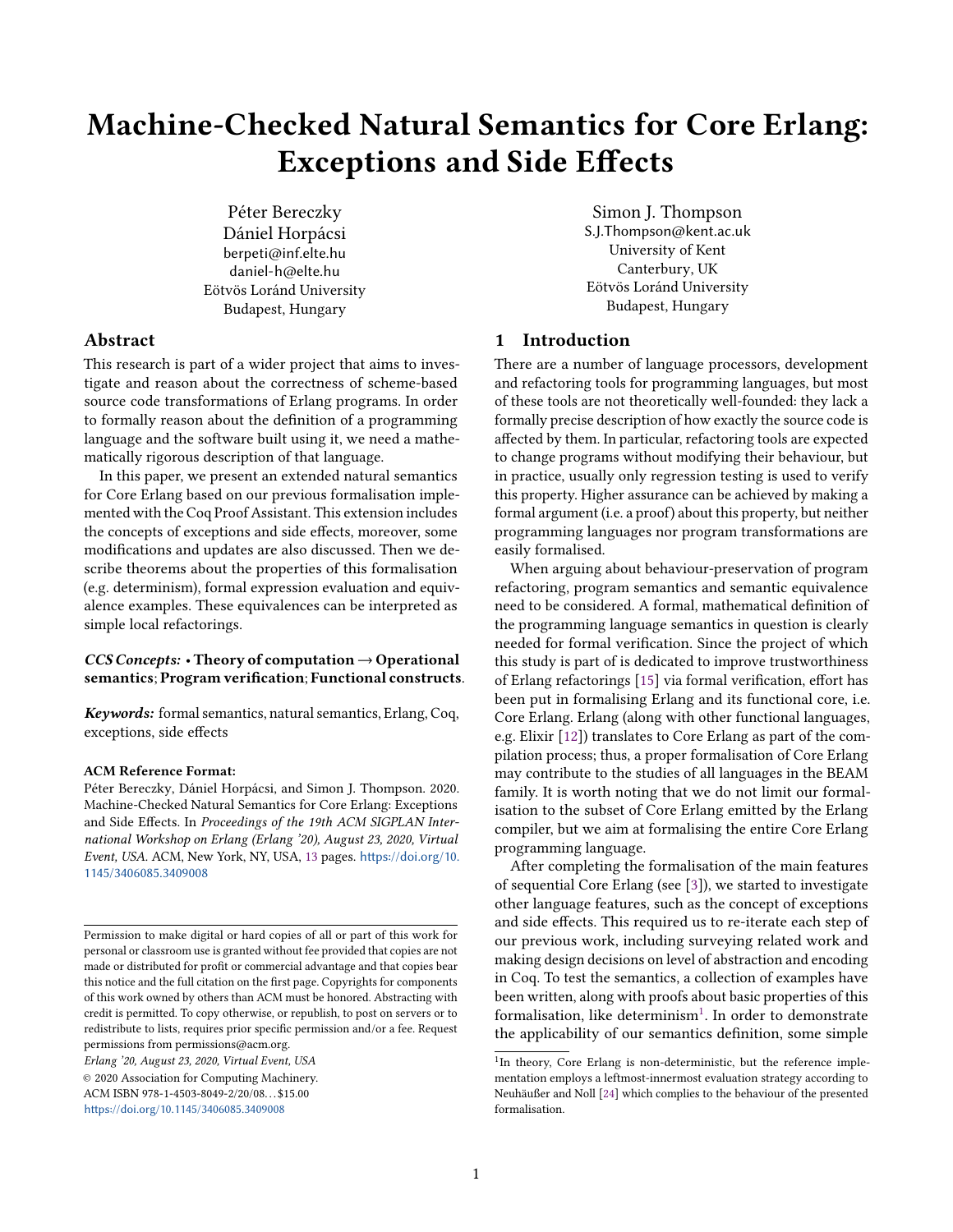# Machine-Checked Natural Semantics for Core Erlang: Exceptions and Side Effects

Péter Bereczky
Dániel Horpácsi
berpeti@inf.elte.hu
daniel-h@elte.hu
Eötvös Loránd University
Budapest, Hungary

Simon J. Thompson
S.J.Thompson@kent.ac.uk
University of Kent
Canterbury, UK
Eötvös Loránd University
Budapest, Hungary

## Abstract

This research is part of a wider project that aims to investigate and reason about the correctness of scheme-based source code transformations of Erlang programs. In order to formally reason about the definition of a programming language and the software built using it, we need a mathematically rigorous description of that language.

In this paper, we present an extended natural semantics for Core Erlang based on our previous formalisation implemented with the Coq Proof Assistant. This extension includes the concepts of exceptions and side effects, moreover, some modifications and updates are also discussed. Then we describe theorems about the properties of this formalisation (e.g. determinism), formal expression evaluation and equivalence examples. These equivalences can be interpreted as simple local refactorings.

***CCS Concepts:*** **• Theory of computation → Operational semantics**; **Program verification**; **Functional constructs**.

***Keywords:*** formal semantics, natural semantics, Erlang, Coq, exceptions, side effects

**ACM Reference Format:**
Péter Bereczky, Dániel Horpácsi, and Simon J. Thompson. 2020. Machine-Checked Natural Semantics for Core Erlang: Exceptions and Side Effects. In *Proceedings of the 19th ACM SIGPLAN International Workshop on Erlang (Erlang '20), August 23, 2020, Virtual Event, USA.* ACM, New York, NY, USA, 13 pages. https://doi.org/10.1145/3406085.3409008

Permission to make digital or hard copies of all or part of this work for personal or classroom use is granted without fee provided that copies are not made or distributed for profit or commercial advantage and that copies bear this notice and the full citation on the first page. Copyrights for components of this work owned by others than ACM must be honored. Abstracting with credit is permitted. To copy otherwise, or republish, to post on servers or to redistribute to lists, requires prior specific permission and/or a fee. Request permissions from permissions@acm.org.
*Erlang '20, August 23, 2020, Virtual Event, USA*
© 2020 Association for Computing Machinery.
ACM ISBN 978-1-4503-8049-2/20/08…$15.00
https://doi.org/10.1145/3406085.3409008

## 1 Introduction

There are a number of language processors, development and refactoring tools for programming languages, but most of these tools are not theoretically well-founded: they lack a formally precise description of how exactly the source code is affected by them. In particular, refactoring tools are expected to change programs without modifying their behaviour, but in practice, usually only regression testing is used to verify this property. Higher assurance can be achieved by making a formal argument (i.e. a proof) about this property, but neither programming languages nor program transformations are easily formalised.

When arguing about behaviour-preservation of program refactoring, program semantics and semantic equivalence need to be considered. A formal, mathematical definition of the programming language semantics in question is clearly needed for formal verification. Since the project of which this study is part of is dedicated to improve trustworthiness of Erlang refactorings [15] via formal verification, effort has been put in formalising Erlang and its functional core, i.e. Core Erlang. Erlang (along with other functional languages, e.g. Elixir [12]) translates to Core Erlang as part of the compilation process; thus, a proper formalisation of Core Erlang may contribute to the studies of all languages in the BEAM family. It is worth noting that we do not limit our formalisation to the subset of Core Erlang emitted by the Erlang compiler, but we aim at formalising the entire Core Erlang programming language.

After completing the formalisation of the main features of sequential Core Erlang (see [3]), we started to investigate other language features, such as the concept of exceptions and side effects. This required us to re-iterate each step of our previous work, including surveying related work and making design decisions on level of abstraction and encoding in Coq. To test the semantics, a collection of examples have been written, along with proofs about basic properties of this formalisation, like determinism[1]. In order to demonstrate the applicability of our semantics definition, some simple

[1] In theory, Core Erlang is non-deterministic, but the reference implementation employs a leftmost-innermost evaluation strategy according to Neuhäußer and Noll [24] which complies to the behaviour of the presented formalisation.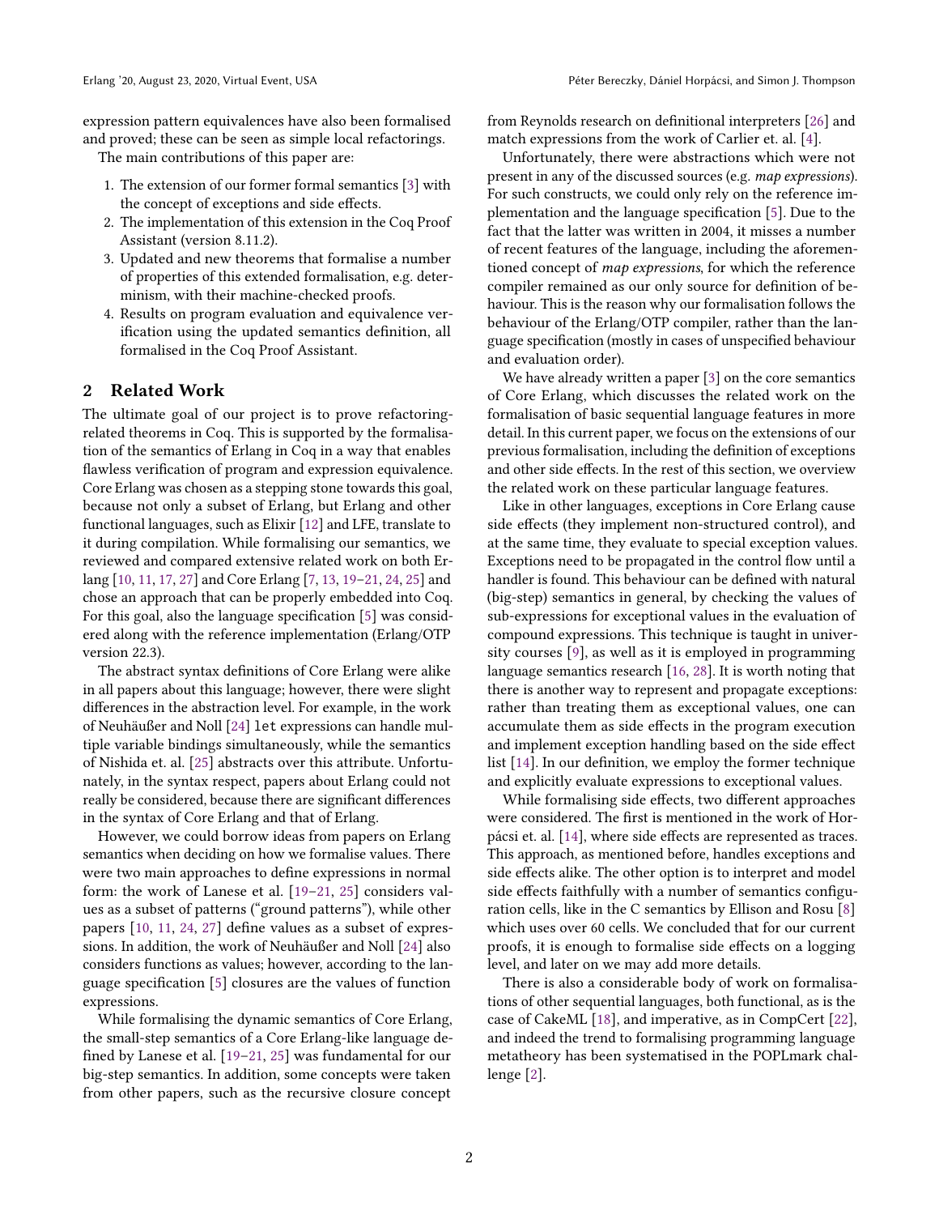expression pattern equivalences have also been formalised and proved; these can be seen as simple local refactorings.

The main contributions of this paper are:

1. The extension of our former formal semantics [3] with the concept of exceptions and side effects.
2. The implementation of this extension in the Coq Proof Assistant (version 8.11.2).
3. Updated and new theorems that formalise a number of properties of this extended formalisation, e.g. determinism, with their machine-checked proofs.
4. Results on program evaluation and equivalence verification using the updated semantics definition, all formalised in the Coq Proof Assistant.

## 2 Related Work

The ultimate goal of our project is to prove refactoring-related theorems in Coq. This is supported by the formalisation of the semantics of Erlang in Coq in a way that enables flawless verification of program and expression equivalence. Core Erlang was chosen as a stepping stone towards this goal, because not only a subset of Erlang, but Erlang and other functional languages, such as Elixir [12] and LFE, translate to it during compilation. While formalising our semantics, we reviewed and compared extensive related work on both Erlang [10, 11, 17, 27] and Core Erlang [7, 13, 19–21, 24, 25] and chose an approach that can be properly embedded into Coq. For this goal, also the language specification [5] was considered along with the reference implementation (Erlang/OTP version 22.3).

The abstract syntax definitions of Core Erlang were alike in all papers about this language; however, there were slight differences in the abstraction level. For example, in the work of Neuhäußer and Noll [24] `let` expressions can handle multiple variable bindings simultaneously, while the semantics of Nishida et. al. [25] abstracts over this attribute. Unfortunately, in the syntax respect, papers about Erlang could not really be considered, because there are significant differences in the syntax of Core Erlang and that of Erlang.

However, we could borrow ideas from papers on Erlang semantics when deciding on how we formalise values. There were two main approaches to define expressions in normal form: the work of Lanese et al. [19–21, 25] considers values as a subset of patterns ("ground patterns"), while other papers [10, 11, 24, 27] define values as a subset of expressions. In addition, the work of Neuhäußer and Noll [24] also considers functions as values; however, according to the language specification [5] closures are the values of function expressions.

While formalising the dynamic semantics of Core Erlang, the small-step semantics of a Core Erlang-like language defined by Lanese et al. [19–21, 25] was fundamental for our big-step semantics. In addition, some concepts were taken from other papers, such as the recursive closure concept from Reynolds research on definitional interpreters [26] and match expressions from the work of Carlier et. al. [4].

Unfortunately, there were abstractions which were not present in any of the discussed sources (e.g. *map expressions*). For such constructs, we could only rely on the reference implementation and the language specification [5]. Due to the fact that the latter was written in 2004, it misses a number of recent features of the language, including the aforementioned concept of *map expressions*, for which the reference compiler remained as our only source for definition of behaviour. This is the reason why our formalisation follows the behaviour of the Erlang/OTP compiler, rather than the language specification (mostly in cases of unspecified behaviour and evaluation order).

We have already written a paper [3] on the core semantics of Core Erlang, which discusses the related work on the formalisation of basic sequential language features in more detail. In this current paper, we focus on the extensions of our previous formalisation, including the definition of exceptions and other side effects. In the rest of this section, we overview the related work on these particular language features.

Like in other languages, exceptions in Core Erlang cause side effects (they implement non-structured control), and at the same time, they evaluate to special exception values. Exceptions need to be propagated in the control flow until a handler is found. This behaviour can be defined with natural (big-step) semantics in general, by checking the values of sub-expressions for exceptional values in the evaluation of compound expressions. This technique is taught in university courses [9], as well as it is employed in programming language semantics research [16, 28]. It is worth noting that there is another way to represent and propagate exceptions: rather than treating them as exceptional values, one can accumulate them as side effects in the program execution and implement exception handling based on the side effect list [14]. In our definition, we employ the former technique and explicitly evaluate expressions to exceptional values.

While formalising side effects, two different approaches were considered. The first is mentioned in the work of Horpácsi et. al. [14], where side effects are represented as traces. This approach, as mentioned before, handles exceptions and side effects alike. The other option is to interpret and model side effects faithfully with a number of semantics configuration cells, like in the C semantics by Ellison and Rosu [8] which uses over 60 cells. We concluded that for our current proofs, it is enough to formalise side effects on a logging level, and later on we may add more details.

There is also a considerable body of work on formalisations of other sequential languages, both functional, as is the case of CakeML [18], and imperative, as in CompCert [22], and indeed the trend to formalising programming language metatheory has been systematised in the POPLmark challenge [2].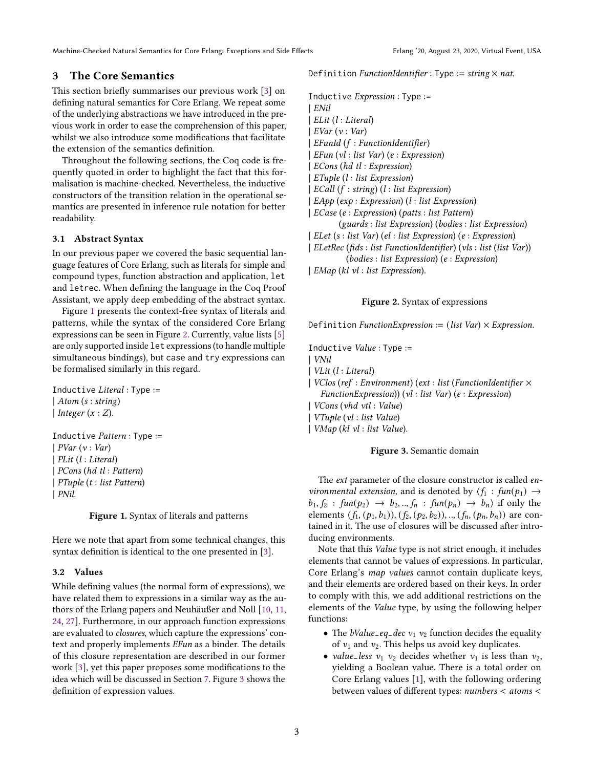## 3 The Core Semantics

This section briefly summarises our previous work [3] on defining natural semantics for Core Erlang. We repeat some of the underlying abstractions we have introduced in the previous work in order to ease the comprehension of this paper, whilst we also introduce some modifications that facilitate the extension of the semantics definition.

Throughout the following sections, the Coq code is frequently quoted in order to highlight the fact that this formalisation is machine-checked. Nevertheless, the inductive constructors of the transition relation in the operational semantics are presented in inference rule notation for better readability.

### 3.1 Abstract Syntax

In our previous paper we covered the basic sequential language features of Core Erlang, such as literals for simple and compound types, function abstraction and application, `let` and `letrec`. When defining the language in the Coq Proof Assistant, we apply deep embedding of the abstract syntax.

Figure 1 presents the context-free syntax of literals and patterns, while the syntax of the considered Core Erlang expressions can be seen in Figure 2. Currently, value lists [5] are only supported inside `let` expressions (to handle multiple simultaneous bindings), but `case` and `try` expressions can be formalised similarly in this regard.

```
Inductive Literal : Type :=
| Atom (s : string)
| Integer (x : Z).

Inductive Pattern : Type :=
| PVar (v : Var)
| PLit (l : Literal)
| PCons (hd tl : Pattern)
| PTuple (t : list Pattern)
| PNil.
```

**Figure 1.** Syntax of literals and patterns

Here we note that apart from some technical changes, this syntax definition is identical to the one presented in [3].

### 3.2 Values

While defining values (the normal form of expressions), we have related them to expressions in a similar way as the authors of the Erlang papers and Neuhäußer and Noll [10, 11, 24, 27]. Furthermore, in our approach function expressions are evaluated to *closures*, which capture the expressions' context and properly implements *EFun* as a binder. The details of this closure representation are described in our former work [3], yet this paper proposes some modifications to the idea which will be discussed in Section 7. Figure 3 shows the definition of expression values.

```
Definition FunctionIdentifier : Type := string × nat.

Inductive Expression : Type :=
| ENil
| ELit (l : Literal)
| EVar (v : Var)
| EFunId (f : FunctionIdentifier)
| EFun (vl : list Var) (e : Expression)
| ECons (hd tl : Expression)
| ETuple (l : list Expression)
| ECall (f : string) (l : list Expression)
| EApp (exp : Expression) (l : list Expression)
| ECase (e : Expression) (patts : list Pattern)
        (guards : list Expression) (bodies : list Expression)
| ELet (s : list Var) (el : list Expression) (e : Expression)
| ELetRec (fids : list FunctionIdentifier) (vls : list (list Var))
        (bodies : list Expression) (e : Expression)
| EMap (kl vl : list Expression).
```

**Figure 2.** Syntax of expressions

```
Definition FunctionExpression := (list Var) × Expression.

Inductive Value : Type :=
| VNil
| VLit (l : Literal)
| VClos (ref : Environment) (ext : list (FunctionIdentifier ×
    FunctionExpression)) (vl : list Var) (e : Expression)
| VCons (vhd vtl : Value)
| VTuple (vl : list Value)
| VMap (kl vl : list Value).
```

**Figure 3.** Semantic domain

The *ext* parameter of the closure constructor is called *environmental extension*, and is denoted by $\langle f_1 : fun(p_1) \rightarrow b_1, f_2 : fun(p_2) \rightarrow b_2, .., f_n : fun(p_n) \rightarrow b_n \rangle$ if only the elements $(f_1, (p_1, b_1)), (f_2, (p_2, b_2)), .., (f_n, (p_n, b_n))$ are contained in it. The use of closures will be discussed after introducing environments.

Note that this *Value* type is not strict enough, it includes elements that cannot be values of expressions. In particular, Core Erlang's *map values* cannot contain duplicate keys, and their elements are ordered based on their keys. In order to comply with this, we add additional restrictions on the elements of the *Value* type, by using the following helper functions:

- The *bValue_eq_dec* $v_1$ $v_2$ function decides the equality of $v_1$ and $v_2$. This helps us avoid key duplicates.
- *value_less* $v_1$ $v_2$ decides whether $v_1$ is less than $v_2$, yielding a Boolean value. There is a total order on Core Erlang values [1], with the following ordering between values of different types: *numbers* < *atoms* <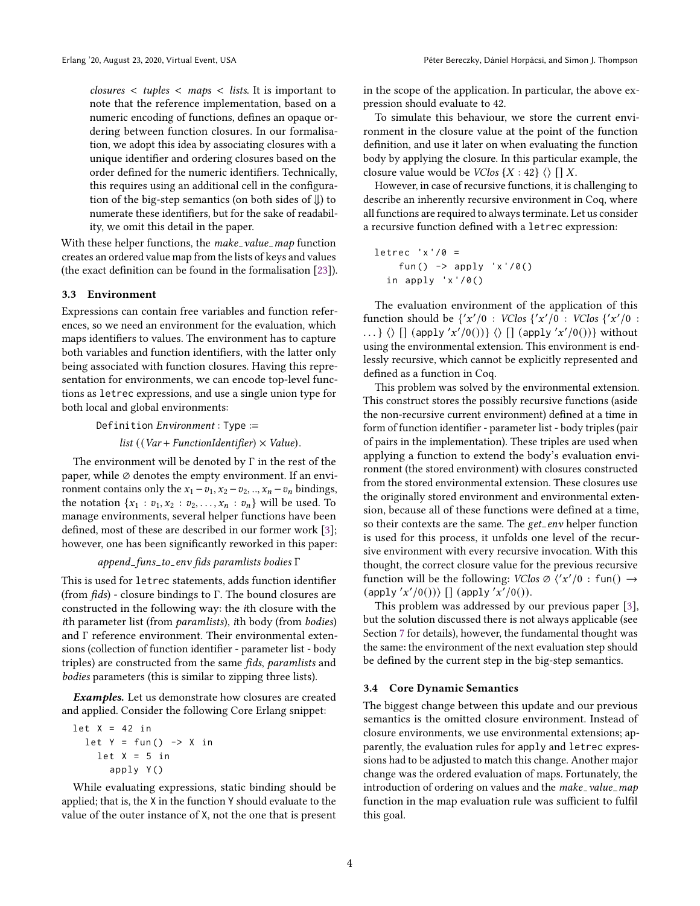*closures* < *tuples* < *maps* < *lists*. It is important to note that the reference implementation, based on a numeric encoding of functions, defines an opaque ordering between function closures. In our formalisation, we adopt this idea by associating closures with a unique identifier and ordering closures based on the order defined for the numeric identifiers. Technically, this requires using an additional cell in the configuration of the big-step semantics (on both sides of $\Downarrow$) to numerate these identifiers, but for the sake of readability, we omit this detail in the paper.

With these helper functions, the *make_value_map* function creates an ordered value map from the lists of keys and values (the exact definition can be found in the formalisation [23]).

### 3.3 Environment

Expressions can contain free variables and function references, so we need an environment for the evaluation, which maps identifiers to values. The environment has to capture both variables and function identifiers, with the latter only being associated with function closures. Having this representation for environments, we can encode top-level functions as `letrec` expressions, and use a single union type for both local and global environments:

$$\texttt{Definition}\ \mathit{Environment} : \texttt{Type} \coloneqq \mathit{list}\ ((\mathit{Var} + \mathit{FunctionIdentifier}) \times \mathit{Value}).$$

The environment will be denoted by $\Gamma$ in the rest of the paper, while $\varnothing$ denotes the empty environment. If an environment contains only the $x_1 - v_1, x_2 - v_2, .., x_n - v_n$ bindings, the notation $\{x_1 : v_1, x_2 : v_2, \ldots, x_n : v_n\}$ will be used. To manage environments, several helper functions have been defined, most of these are described in our former work [3]; however, one has been significantly reworked in this paper:

$$\mathit{append\_funs\_to\_env}\ \mathit{fids}\ \mathit{paramlists}\ \mathit{bodies}\ \Gamma$$

This is used for `letrec` statements, adds function identifier (from *fids*) - closure bindings to $\Gamma$. The bound closures are constructed in the following way: the *i*th closure with the *i*th parameter list (from *paramlists*), *i*th body (from *bodies*) and $\Gamma$ reference environment. Their environmental extensions (collection of function identifier - parameter list - body triples) are constructed from the same *fids*, *paramlists* and *bodies* parameters (this is similar to zipping three lists).

***Examples.*** Let us demonstrate how closures are created and applied. Consider the following Core Erlang snippet:

```
let X = 42 in
  let Y = fun() -> X in
    let X = 5 in
      apply Y()
```

While evaluating expressions, static binding should be applied; that is, the X in the function Y should evaluate to the value of the outer instance of X, not the one that is present in the scope of the application. In particular, the above expression should evaluate to 42.

To simulate this behaviour, we store the current environment in the closure value at the point of the function definition, and use it later on when evaluating the function body by applying the closure. In this particular example, the closure value would be $\mathit{VClos}\ \{X : 42\}\ \langle\rangle\ []\ X$.

However, in case of recursive functions, it is challenging to describe an inherently recursive environment in Coq, where all functions are required to always terminate. Let us consider a recursive function defined with a `letrec` expression:

```
letrec 'x'/0 =
    fun() -> apply 'x'/0()
  in apply 'x'/0()
```

The evaluation environment of the application of this function should be $\{'x'/0 : \mathit{VClos}\ \{'x'/0 : \mathit{VClos}\ \{'x'/0 : \ldots\}\ \langle\rangle\ []\ (\texttt{apply}\ 'x'/0())\}\ \langle\rangle\ []\ (\texttt{apply}\ 'x'/0())\}$ without using the environmental extension. This environment is endlessly recursive, which cannot be explicitly represented and defined as a function in Coq.

This problem was solved by the environmental extension. This construct stores the possibly recursive functions (aside the non-recursive current environment) defined at a time in form of function identifier - parameter list - body triples (pair of pairs in the implementation). These triples are used when applying a function to extend the body's evaluation environment (the stored environment) with closures constructed from the stored environmental extension. These closures use the originally stored environment and environmental extension, because all of these functions were defined at a time, so their contexts are the same. The *get_env* helper function is used for this process, it unfolds one level of the recursive environment with every recursive invocation. With this thought, the correct closure value for the previous recursive function will be the following: $\mathit{VClos}\ \varnothing\ \langle 'x'/0 : \texttt{fun}() \rightarrow (\texttt{apply}\ 'x'/0())\rangle\ []\ (\texttt{apply}\ 'x'/0())$.

This problem was addressed by our previous paper [3], but the solution discussed there is not always applicable (see Section 7 for details), however, the fundamental thought was the same: the environment of the next evaluation step should be defined by the current step in the big-step semantics.

### 3.4 Core Dynamic Semantics

The biggest change between this update and our previous semantics is the omitted closure environment. Instead of closure environments, we use environmental extensions; apparently, the evaluation rules for `apply` and `letrec` expressions had to be adjusted to match this change. Another major change was the ordered evaluation of maps. Fortunately, the introduction of ordering on values and the *make_value_map* function in the map evaluation rule was sufficient to fulfil this goal.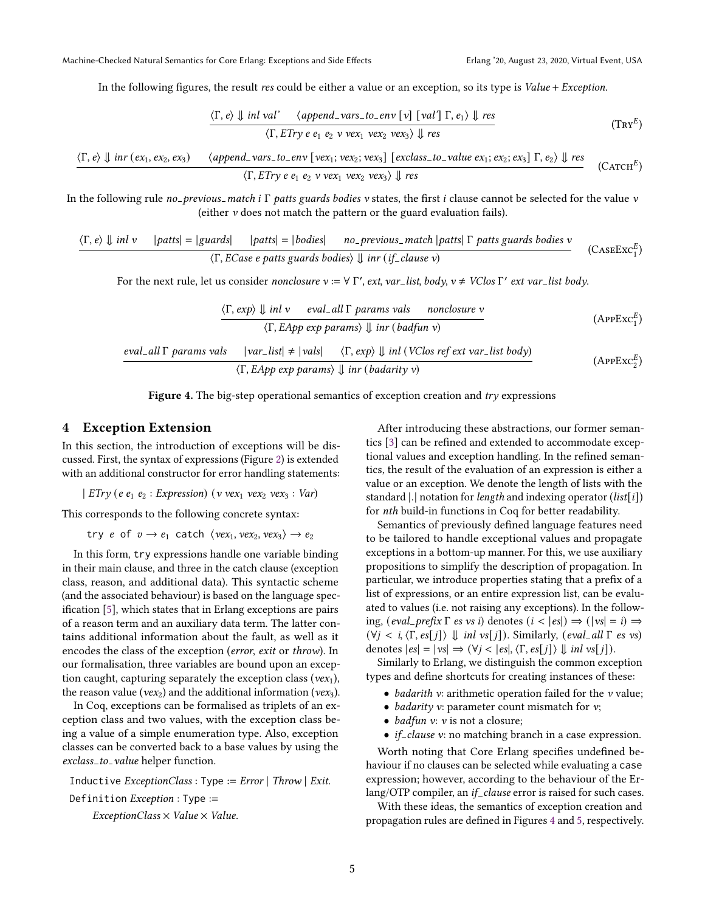In the following figures, the result *res* could be either a value or an exception, so its type is *Value* + *Exception*.

$$\frac{\langle \Gamma, e\rangle \Downarrow inl\ val' \qquad \langle append\_vars\_to\_env\ [v]\ [val']\ \Gamma, e_1\rangle \Downarrow res}{\langle \Gamma, ETry\ e\ e_1\ e_2\ v\ vex_1\ vex_2\ vex_3\rangle \Downarrow res} \quad (\text{TRY}^E)$$

$$\frac{\langle \Gamma, e\rangle \Downarrow inr\ (ex_1, ex_2, ex_3) \qquad \langle append\_vars\_to\_env\ [vex_1; vex_2; vex_3]\ [exclass\_to\_value\ ex_1; ex_2; ex_3]\ \Gamma, e_2\rangle \Downarrow res}{\langle \Gamma, ETry\ e\ e_1\ e_2\ v\ vex_1\ vex_2\ vex_3\rangle \Downarrow res} \quad (\text{CATCH}^E)$$

In the following rule *no_previous_match i Γ patts guards bodies v* states, the first *i* clause cannot be selected for the value *v* (either *v* does not match the pattern or the guard evaluation fails).

$$\frac{\langle \Gamma, e\rangle \Downarrow inl\ v \qquad |patts| = |guards| \qquad |patts| = |bodies| \qquad no\_previous\_match\ |patts|\ \Gamma\ patts\ guards\ bodies\ v}{\langle \Gamma, ECase\ e\ patts\ guards\ bodies\rangle \Downarrow inr\ (if\_clause\ v)} \quad (\text{CASEEXC}^E_1)$$

For the next rule, let us consider $nonclosure\ v := \forall\ \Gamma', ext, var\_list, body, v \neq VClos\ \Gamma'\ ext\ var\_list\ body$.

$$\frac{\langle \Gamma, exp\rangle \Downarrow inl\ v \qquad eval\_all\ \Gamma\ params\ vals \qquad nonclosure\ v}{\langle \Gamma, EApp\ exp\ params\rangle \Downarrow inr\ (badfun\ v)} \quad (\text{APPEXC}^E_1)$$

$$\frac{eval\_all\ \Gamma\ params\ vals \qquad |var\_list| \neq |vals| \qquad \langle \Gamma, exp\rangle \Downarrow inl\ (VClos\ ref\ ext\ var\_list\ body)}{\langle \Gamma, EApp\ exp\ params\rangle \Downarrow inr\ (badarity\ v)} \quad (\text{APPEXC}^E_2)$$

**Figure 4.** The big-step operational semantics of exception creation and *try* expressions

## 4 Exception Extension

In this section, the introduction of exceptions will be discussed. First, the syntax of expressions (Figure 2) is extended with an additional constructor for error handling statements:

| *ETry* (*e* $e_1$ $e_2$ : *Expression*) (*v* $vex_1$ $vex_2$ $vex_3$ : *Var*)

This corresponds to the following concrete syntax:

try *e* of $v \rightarrow e_1$ catch $\langle vex_1, vex_2, vex_3\rangle \rightarrow e_2$

In this form, try expressions handle one variable binding in their main clause, and three in the catch clause (exception class, reason, and additional data). This syntactic scheme (and the associated behaviour) is based on the language specification [5], which states that in Erlang exceptions are pairs of a reason term and an auxiliary data term. The latter contains additional information about the fault, as well as it encodes the class of the exception (*error*, *exit* or *throw*). In our formalisation, three variables are bound upon an exception caught, capturing separately the exception class ($vex_1$), the reason value ($vex_2$) and the additional information ($vex_3$).

In Coq, exceptions can be formalised as triplets of an exception class and two values, with the exception class being a value of a simple enumeration type. Also, exception classes can be converted back to a base values by using the *exclass_to_value* helper function.

```
Inductive ExceptionClass : Type := Error | Throw | Exit.
Definition Exception : Type :=
    ExceptionClass × Value × Value.
```

After introducing these abstractions, our former semantics [3] can be refined and extended to accommodate exceptional values and exception handling. In the refined semantics, the result of the evaluation of an expression is either a value or an exception. We denote the length of lists with the standard |.| notation for *length* and indexing operator (*list*[*i*]) for *nth* build-in functions in Coq for better readability.

Semantics of previously defined language features need to be tailored to handle exceptional values and propagate exceptions in a bottom-up manner. For this, we use auxiliary propositions to simplify the description of propagation. In particular, we introduce properties stating that a prefix of a list of expressions, or an entire expression list, can be evaluated to values (i.e. not raising any exceptions). In the following, ($eval\_prefix\ \Gamma\ es\ vs\ i$) denotes $(i < |es|) \Rightarrow (|vs| = i) \Rightarrow (\forall j < i, \langle \Gamma, es[j]\rangle \Downarrow inl\ vs[j])$. Similarly, ($eval\_all\ \Gamma\ es\ vs$) denotes $|es| = |vs| \Rightarrow (\forall j < |es|, \langle \Gamma, es[j]\rangle \Downarrow inl\ vs[j])$.

Similarly to Erlang, we distinguish the common exception types and define shortcuts for creating instances of these:

- *badarith v*: arithmetic operation failed for the *v* value;
- *badarity v*: parameter count mismatch for *v*;
- *badfun v*: *v* is not a closure;
- *if_clause v*: no matching branch in a case expression.

Worth noting that Core Erlang specifies undefined behaviour if no clauses can be selected while evaluating a case expression; however, according to the behaviour of the Erlang/OTP compiler, an *if_clause* error is raised for such cases.

With these ideas, the semantics of exception creation and propagation rules are defined in Figures 4 and 5, respectively.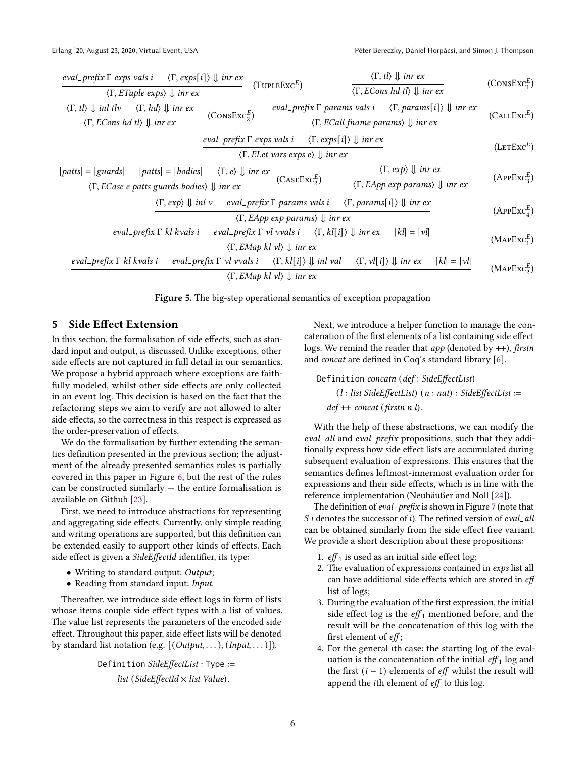$$\frac{eval\_prefix\ \Gamma\ exps\ vals\ i \qquad \langle \Gamma, exps[i] \rangle \Downarrow inr\ ex}{\langle \Gamma, ETuple\ exps \rangle \Downarrow inr\ ex} \ (\textsc{TupleExc}^E) \qquad \frac{\langle \Gamma, tl \rangle \Downarrow inr\ ex}{\langle \Gamma, ECons\ hd\ tl \rangle \Downarrow inr\ ex} \ (\textsc{ConsExc}_1^E)$$

$$\frac{\langle \Gamma, tl \rangle \Downarrow inl\ tlv \qquad \langle \Gamma, hd \rangle \Downarrow inr\ ex}{\langle \Gamma, ECons\ hd\ tl \rangle \Downarrow inr\ ex} \ (\textsc{ConsExc}_2^E) \qquad \frac{eval\_prefix\ \Gamma\ params\ vals\ i \qquad \langle \Gamma, params[i] \rangle \Downarrow inr\ ex}{\langle \Gamma, ECall\ fname\ params \rangle \Downarrow inr\ ex} \ (\textsc{CallExc}^E)$$

$$\frac{eval\_prefix\ \Gamma\ exps\ vals\ i \qquad \langle \Gamma, exps[i] \rangle \Downarrow inr\ ex}{\langle \Gamma, ELet\ vars\ exps\ e \rangle \Downarrow inr\ ex} \ (\textsc{LetExc}^E)$$

$$\frac{|patts| = |guards| \qquad |patts| = |bodies| \qquad \langle \Gamma, e \rangle \Downarrow inr\ ex}{\langle \Gamma, ECase\ e\ patts\ guards\ bodies \rangle \Downarrow inr\ ex} \ (\textsc{CaseExc}_2^E) \qquad \frac{\langle \Gamma, exp \rangle \Downarrow inr\ ex}{\langle \Gamma, EApp\ exp\ params \rangle \Downarrow inr\ ex} \ (\textsc{AppExc}_3^E)$$

$$\frac{\langle \Gamma, exp \rangle \Downarrow inl\ v \qquad eval\_prefix\ \Gamma\ params\ vals\ i \qquad \langle \Gamma, params[i] \rangle \Downarrow inr\ ex}{\langle \Gamma, EApp\ exp\ params \rangle \Downarrow inr\ ex} \ (\textsc{AppExc}_4^E)$$

$$\frac{eval\_prefix\ \Gamma\ kl\ kvals\ i \qquad eval\_prefix\ \Gamma\ vl\ vvals\ i \qquad \langle \Gamma, kl[i] \rangle \Downarrow inr\ ex \qquad |kl| = |vl|}{\langle \Gamma, EMap\ kl\ vl \rangle \Downarrow inr\ ex} \ (\textsc{MapExc}_1^E)$$

$$\frac{eval\_prefix\ \Gamma\ kl\ kvals\ i \qquad eval\_prefix\ \Gamma\ vl\ vvals\ i \qquad \langle \Gamma, kl[i] \rangle \Downarrow inl\ val \qquad \langle \Gamma, vl[i] \rangle \Downarrow inr\ ex \qquad |kl| = |vl|}{\langle \Gamma, EMap\ kl\ vl \rangle \Downarrow inr\ ex} \ (\textsc{MapExc}_2^E)$$

**Figure 5.** The big-step operational semantics of exception propagation

## 5 Side Effect Extension

In this section, the formalisation of side effects, such as standard input and output, is discussed. Unlike exceptions, other side effects are not captured in full detail in our semantics. We propose a hybrid approach where exceptions are faithfully modeled, whilst other side effects are only collected in an event log. This decision is based on the fact that the refactoring steps we aim to verify are not allowed to alter side effects, so the correctness in this respect is expressed as the order-preservation of effects.

We do the formalisation by further extending the semantics definition presented in the previous section; the adjustment of the already presented semantics rules is partially covered in this paper in Figure 6, but the rest of the rules can be constructed similarly — the entire formalisation is available on Github [23].

First, we need to introduce abstractions for representing and aggregating side effects. Currently, only simple reading and writing operations are supported, but this definition can be extended easily to support other kinds of effects. Each side effect is given a *SideEffectId* identifier, its type:

- Writing to standard output: *Output*;
- Reading from standard input: *Input*.

Thereafter, we introduce side effect logs in form of lists whose items couple side effect types with a list of values. The value list represents the parameters of the encoded side effect. Throughout this paper, side effect lists will be denoted by standard list notation (e.g. $[(Output, \dots), (Input, \dots)]$).

```
Definition SideEffectList : Type :=
    list (SideEffectId × list Value).
```

Next, we introduce a helper function to manage the concatenation of the first elements of a list containing side effect logs. We remind the reader that *app* (denoted by ++), *firstn* and *concat* are defined in Coq's standard library [6].

```
Definition concatn (def : SideEffectList)
    (l : list SideEffectList) (n : nat) : SideEffectList :=
  def ++ concat (firstn n l).
```

With the help of these abstractions, we can modify the *eval_all* and *eval_prefix* propositions, such that they additionally express how side effect lists are accumulated during subsequent evaluation of expressions. This ensures that the semantics defines leftmost-innermost evaluation order for expressions and their side effects, which is in line with the reference implementation (Neuhäußer and Noll [24]).

The definition of *eval_prefix* is shown in Figure 7 (note that $S\ i$ denotes the successor of $i$). The refined version of *eval_all* can be obtained similarly from the side effect free variant. We provide a short description about these propositions:

1. $eff_1$ is used as an initial side effect log;
2. The evaluation of expressions contained in *exps* list all can have additional side effects which are stored in *eff* list of logs;
3. During the evaluation of the first expression, the initial side effect log is the $eff_1$ mentioned before, and the result will be the concatenation of this log with the first element of *eff*;
4. For the general *i*th case: the starting log of the evaluation is the concatenation of the initial $eff_1$ log and the first $(i - 1)$ elements of *eff* whilst the result will append the *i*th element of *eff* to this log.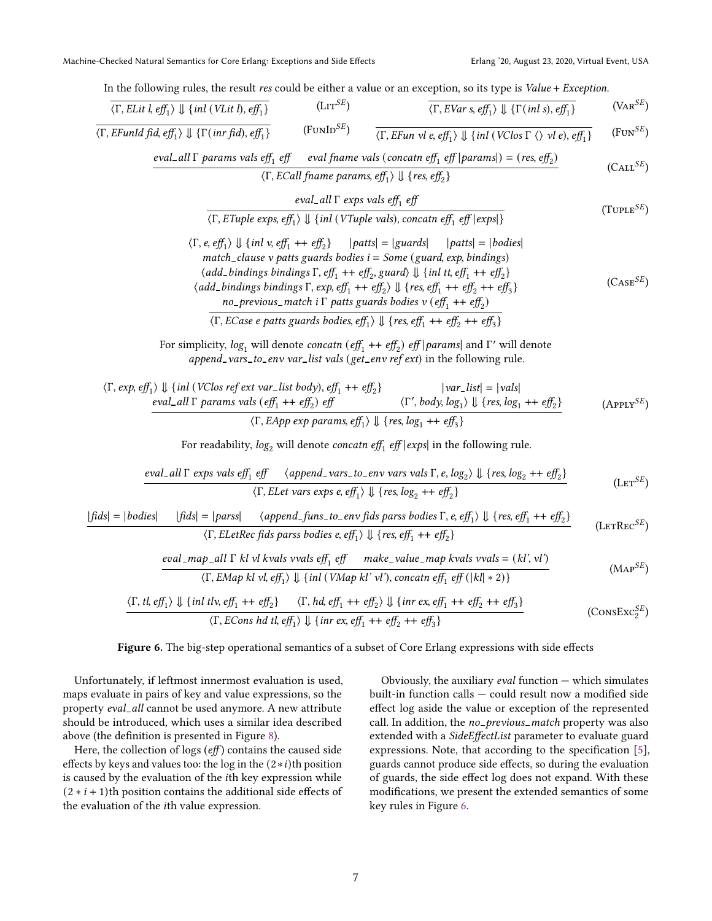In the following rules, the result *res* could be either a value or an exception, so its type is *Value* + *Exception*.

$$\frac{}{\langle \Gamma, \mathit{ELit}\ l, \mathit{eff}_1 \rangle \Downarrow \{\mathit{inl}\ (\mathit{VLit}\ l), \mathit{eff}_1\}} \quad (\text{Lit}^{SE}) \qquad \frac{}{\langle \Gamma, \mathit{EVar}\ s, \mathit{eff}_1 \rangle \Downarrow \{\Gamma(\mathit{inl}\ s), \mathit{eff}_1\}} \quad (\text{Var}^{SE})$$

$$\frac{}{\langle \Gamma, \mathit{EFunId}\ \mathit{fid}, \mathit{eff}_1 \rangle \Downarrow \{\Gamma(\mathit{inr}\ \mathit{fid}), \mathit{eff}_1\}} \quad (\text{FunId}^{SE}) \qquad \frac{}{\langle \Gamma, \mathit{EFun}\ \mathit{vl}\ e, \mathit{eff}_1 \rangle \Downarrow \{\mathit{inl}\ (\mathit{VClos}\ \Gamma\ \langle\rangle\ \mathit{vl}\ e), \mathit{eff}_1\}} \quad (\text{Fun}^{SE})$$

$$\frac{\mathit{eval\_all}\ \Gamma\ \mathit{params}\ \mathit{vals}\ \mathit{eff}_1\ \mathit{eff} \qquad \mathit{eval}\ \mathit{fname}\ \mathit{vals}\ (\mathit{concatn}\ \mathit{eff}_1\ \mathit{eff}\ |\mathit{params}|) = (\mathit{res}, \mathit{eff}_2)}{\langle \Gamma, \mathit{ECall}\ \mathit{fname}\ \mathit{params}, \mathit{eff}_1 \rangle \Downarrow \{\mathit{res}, \mathit{eff}_2\}} \quad (\text{Call}^{SE})$$

$$\frac{\mathit{eval\_all}\ \Gamma\ \mathit{exps}\ \mathit{vals}\ \mathit{eff}_1\ \mathit{eff}}{\langle \Gamma, \mathit{ETuple}\ \mathit{exps}, \mathit{eff}_1 \rangle \Downarrow \{\mathit{inl}\ (\mathit{VTuple}\ \mathit{vals}), \mathit{concatn}\ \mathit{eff}_1\ \mathit{eff}\ |\mathit{exps}|\}} \quad (\text{Tuple}^{SE})$$

$$\frac{\begin{array}{c}\langle \Gamma, e, \mathit{eff}_1 \rangle \Downarrow \{\mathit{inl}\ v, \mathit{eff}_1 +\!\!+\ \mathit{eff}_2\} \qquad |\mathit{patts}| = |\mathit{guards}| \qquad |\mathit{patts}| = |\mathit{bodies}| \\ \mathit{match\_clause}\ v\ \mathit{patts}\ \mathit{guards}\ \mathit{bodies}\ i = \mathit{Some}\ (\mathit{guard}, \mathit{exp}, \mathit{bindings}) \\ \langle \mathit{add\_bindings}\ \mathit{bindings}\ \Gamma, \mathit{eff}_1 +\!\!+\ \mathit{eff}_2, \mathit{guard} \rangle \Downarrow \{\mathit{inl}\ \mathit{tt}, \mathit{eff}_1 +\!\!+\ \mathit{eff}_2\} \\ \langle \mathit{add\_bindings}\ \mathit{bindings}\ \Gamma, \mathit{exp}, \mathit{eff}_1 +\!\!+\ \mathit{eff}_2 \rangle \Downarrow \{\mathit{res}, \mathit{eff}_1 +\!\!+\ \mathit{eff}_2 +\!\!+\ \mathit{eff}_3\} \\ \mathit{no\_previous\_match}\ i\ \Gamma\ \mathit{patts}\ \mathit{guards}\ \mathit{bodies}\ v\ (\mathit{eff}_1 +\!\!+\ \mathit{eff}_2)\end{array}}{\langle \Gamma, \mathit{ECase}\ e\ \mathit{patts}\ \mathit{guards}\ \mathit{bodies}, \mathit{eff}_1 \rangle \Downarrow \{\mathit{res}, \mathit{eff}_1 +\!\!+\ \mathit{eff}_2 +\!\!+\ \mathit{eff}_3\}} \quad (\text{Case}^{SE})$$

For simplicity, $\mathit{log}_1$ will denote $\mathit{concatn}\ (\mathit{eff}_1 +\!\!+\ \mathit{eff}_2)\ \mathit{eff}\ |\mathit{params}|$ and $\Gamma'$ will denote $\mathit{append\_vars\_to\_env}\ \mathit{var\_list}\ \mathit{vals}\ (\mathit{get\_env}\ \mathit{ref}\ \mathit{ext})$ in the following rule.

$$\frac{\begin{array}{cc}\langle \Gamma, \mathit{exp}, \mathit{eff}_1 \rangle \Downarrow \{\mathit{inl}\ (\mathit{VClos}\ \mathit{ref}\ \mathit{ext}\ \mathit{var\_list}\ \mathit{body}), \mathit{eff}_1 +\!\!+\ \mathit{eff}_2\} & |\mathit{var\_list}| = |\mathit{vals}| \\ \mathit{eval\_all}\ \Gamma\ \mathit{params}\ \mathit{vals}\ (\mathit{eff}_1 +\!\!+\ \mathit{eff}_2)\ \mathit{eff} & \langle \Gamma', \mathit{body}, \mathit{log}_1 \rangle \Downarrow \{\mathit{res}, \mathit{log}_1 +\!\!+\ \mathit{eff}_2\}\end{array}}{\langle \Gamma, \mathit{EApp}\ \mathit{exp}\ \mathit{params}, \mathit{eff}_1 \rangle \Downarrow \{\mathit{res}, \mathit{log}_1 +\!\!+\ \mathit{eff}_3\}} \quad (\text{Apply}^{SE})$$

For readability, $\mathit{log}_2$ will denote $\mathit{concatn}\ \mathit{eff}_1\ \mathit{eff}\ |\mathit{exps}|$ in the following rule.

$$\frac{\mathit{eval\_all}\ \Gamma\ \mathit{exps}\ \mathit{vals}\ \mathit{eff}_1\ \mathit{eff} \qquad \langle \mathit{append\_vars\_to\_env}\ \mathit{vars}\ \mathit{vals}\ \Gamma, e, \mathit{log}_2 \rangle \Downarrow \{\mathit{res}, \mathit{log}_2 +\!\!+\ \mathit{eff}_2\}}{\langle \Gamma, \mathit{ELet}\ \mathit{vars}\ \mathit{exps}\ e, \mathit{eff}_1 \rangle \Downarrow \{\mathit{res}, \mathit{log}_2 +\!\!+\ \mathit{eff}_2\}} \quad (\text{Let}^{SE})$$

$$\frac{|\mathit{fids}| = |\mathit{bodies}| \qquad |\mathit{fids}| = |\mathit{parss}| \qquad \langle \mathit{append\_funs\_to\_env}\ \mathit{fids}\ \mathit{parss}\ \mathit{bodies}\ \Gamma, e, \mathit{eff}_1 \rangle \Downarrow \{\mathit{res}, \mathit{eff}_1 +\!\!+\ \mathit{eff}_2\}}{\langle \Gamma, \mathit{ELetRec}\ \mathit{fids}\ \mathit{parss}\ \mathit{bodies}\ e, \mathit{eff}_1 \rangle \Downarrow \{\mathit{res}, \mathit{eff}_1 +\!\!+\ \mathit{eff}_2\}} \quad (\text{LetRec}^{SE})$$

$$\frac{\mathit{eval\_map\_all}\ \Gamma\ \mathit{kl}\ \mathit{vl}\ \mathit{kvals}\ \mathit{vvals}\ \mathit{eff}_1\ \mathit{eff} \qquad \mathit{make\_value\_map}\ \mathit{kvals}\ \mathit{vvals} = (\mathit{kl}', \mathit{vl}')}{\langle \Gamma, \mathit{EMap}\ \mathit{kl}\ \mathit{vl}, \mathit{eff}_1 \rangle \Downarrow \{\mathit{inl}\ (\mathit{VMap}\ \mathit{kl}'\ \mathit{vl}'), \mathit{concatn}\ \mathit{eff}_1\ \mathit{eff}\ (|\mathit{kl}| * 2)\}} \quad (\text{Map}^{SE})$$

$$\frac{\langle \Gamma, \mathit{tl}, \mathit{eff}_1 \rangle \Downarrow \{\mathit{inl}\ \mathit{tlv}, \mathit{eff}_1 +\!\!+\ \mathit{eff}_2\} \qquad \langle \Gamma, \mathit{hd}, \mathit{eff}_1 +\!\!+\ \mathit{eff}_2 \rangle \Downarrow \{\mathit{inr}\ \mathit{ex}, \mathit{eff}_1 +\!\!+\ \mathit{eff}_2 +\!\!+\ \mathit{eff}_3\}}{\langle \Gamma, \mathit{ECons}\ \mathit{hd}\ \mathit{tl}, \mathit{eff}_1 \rangle \Downarrow \{\mathit{inr}\ \mathit{ex}, \mathit{eff}_1 +\!\!+\ \mathit{eff}_2 +\!\!+\ \mathit{eff}_3\}} \quad (\text{ConsExc}_2^{SE})$$

**Figure 6.** The big-step operational semantics of a subset of Core Erlang expressions with side effects

Unfortunately, if leftmost innermost evaluation is used, maps evaluate in pairs of key and value expressions, so the property *eval_all* cannot be used anymore. A new attribute should be introduced, which uses a similar idea described above (the definition is presented in Figure 8).

Here, the collection of logs (*eff*) contains the caused side effects by keys and values too: the log in the $(2*i)$th position is caused by the evaluation of the $i$th key expression while $(2*i+1)$th position contains the additional side effects of the evaluation of the $i$th value expression.

Obviously, the auxiliary *eval* function — which simulates built-in function calls — could result now a modified side effect log aside the value or exception of the represented call. In addition, the *no_previous_match* property was also extended with a *SideEffectList* parameter to evaluate guard expressions. Note, that according to the specification [5], guards cannot produce side effects, so during the evaluation of guards, the side effect log does not expand. With these modifications, we present the extended semantics of some key rules in Figure 6.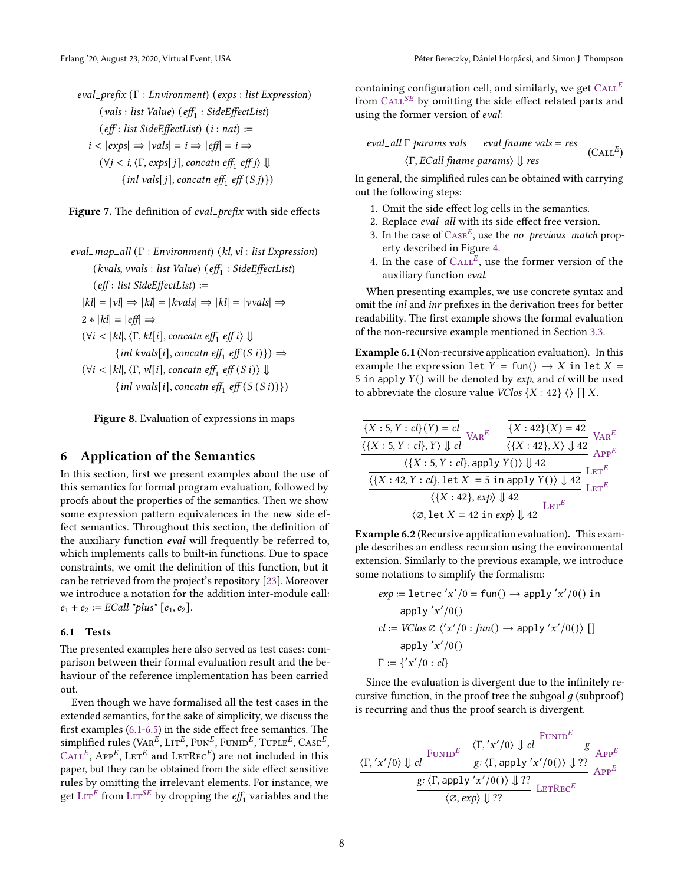$$
\begin{array}{l}
\mathit{eval\_prefix}\ (\Gamma : \mathit{Environment})\ (\mathit{exps} : \mathit{list\ Expression}) \\
\quad (\mathit{vals} : \mathit{list\ Value})\ (\mathit{eff}_1 : \mathit{SideEffectList}) \\
\quad (\mathit{eff} : \mathit{list\ SideEffectList})\ (i : \mathit{nat}) := \\
i < |\mathit{exps}| \Rightarrow |\mathit{vals}| = i \Rightarrow |\mathit{eff}| = i \Rightarrow \\
\quad (\forall j < i, \langle \Gamma, \mathit{exps}[j], \mathit{concatn}\ \mathit{eff}_1\ \mathit{eff}\ j\rangle \Downarrow \\
\qquad \{\mathit{inl}\ \mathit{vals}[j], \mathit{concatn}\ \mathit{eff}_1\ \mathit{eff}\ (S\ j)\})
\end{array}
$$

**Figure 7.** The definition of *eval_prefix* with side effects

$$
\begin{array}{l}
\mathit{eval\_map\_all}\ (\Gamma : \mathit{Environment})\ (\mathit{kl}, \mathit{vl} : \mathit{list\ Expression}) \\
\quad (\mathit{kvals}, \mathit{vvals} : \mathit{list\ Value})\ (\mathit{eff}_1 : \mathit{SideEffectList}) \\
\quad (\mathit{eff} : \mathit{list\ SideEffectList}) := \\
|\mathit{kl}| = |\mathit{vl}| \Rightarrow |\mathit{kl}| = |\mathit{kvals}| \Rightarrow |\mathit{kl}| = |\mathit{vvals}| \Rightarrow \\
2 * |\mathit{kl}| = |\mathit{eff}| \Rightarrow \\
(\forall i < |\mathit{kl}|, \langle \Gamma, \mathit{kl}[i], \mathit{concatn}\ \mathit{eff}_1\ \mathit{eff}\ i\rangle \Downarrow \\
\qquad \{\mathit{inl}\ \mathit{kvals}[i], \mathit{concatn}\ \mathit{eff}_1\ \mathit{eff}\ (S\ i)\}) \Rightarrow \\
(\forall i < |\mathit{kl}|, \langle \Gamma, \mathit{vl}[i], \mathit{concatn}\ \mathit{eff}_1\ \mathit{eff}\ (S\ i)\rangle \Downarrow \\
\qquad \{\mathit{inl}\ \mathit{vvals}[i], \mathit{concatn}\ \mathit{eff}_1\ \mathit{eff}\ (S\ (S\ i))\})
\end{array}
$$

**Figure 8.** Evaluation of expressions in maps

## 6 Application of the Semantics

In this section, first we present examples about the use of this semantics for formal program evaluation, followed by proofs about the properties of the semantics. Then we show some expression pattern equivalences in the new side effect semantics. Throughout this section, the definition of the auxiliary function *eval* will frequently be referred to, which implements calls to built-in functions. Due to space constraints, we omit the definition of this function, but it can be retrieved from the project's repository [23]. Moreover we introduce a notation for the addition inter-module call: $e_1 + e_2 := \mathit{ECall}\ \text{"plus"}\ [e_1, e_2]$.

### 6.1 Tests

The presented examples here also served as test cases: comparison between their formal evaluation result and the behaviour of the reference implementation has been carried out.

Even though we have formalised all the test cases in the extended semantics, for the sake of simplicity, we discuss the first examples (6.1-6.5) in the side effect free semantics. The simplified rules ($\text{Var}^E$, $\text{Lit}^E$, $\text{Fun}^E$, $\text{FunId}^E$, $\text{Tuple}^E$, $\text{Case}^E$, $\text{Call}^E$, $\text{App}^E$, $\text{Let}^E$ and $\text{LetRec}^E$) are not included in this paper, but they can be obtained from the side effect sensitive rules by omitting the irrelevant elements. For instance, we get $\text{Lit}^E$ from $\text{Lit}^{SE}$ by dropping the $\mathit{eff}_1$ variables and the containing configuration cell, and similarly, we get $\text{Call}^E$ from $\text{Call}^{SE}$ by omitting the side effect related parts and using the former version of *eval*:

$$
\frac{\mathit{eval\_all}\ \Gamma\ \mathit{params}\ \mathit{vals} \qquad \mathit{eval}\ \mathit{fname}\ \mathit{vals} = \mathit{res}}{\langle \Gamma, \mathit{ECall}\ \mathit{fname}\ \mathit{params}\rangle \Downarrow \mathit{res}} \quad (\text{Call}^E)
$$

In general, the simplified rules can be obtained with carrying out the following steps:

1. Omit the side effect log cells in the semantics.
2. Replace *eval_all* with its side effect free version.
3. In the case of $\text{Case}^E$, use the *no_previous_match* property described in Figure 4.
4. In the case of $\text{Call}^E$, use the former version of the auxiliary function *eval*.

When presenting examples, we use concrete syntax and omit the *inl* and *inr* prefixes in the derivation trees for better readability. The first example shows the formal evaluation of the non-recursive example mentioned in Section 3.3.

**Example 6.1** (Non-recursive application evaluation)**.** In this example the expression `let` $Y$ = `fun()` $\rightarrow X$ `in let` $X$ = `5 in apply` $Y$`()` will be denoted by *exp*, and *cl* will be used to abbreviate the closure value $\mathit{VClos}\ \{X : 42\}\ \langle\rangle\ []\ X$.

$$
\dfrac{
\dfrac{
\dfrac{
\dfrac{\dfrac{}{\{X:5, Y:cl\}(Y) = cl}}{\langle \{X:5, Y:cl\}, Y\rangle \Downarrow cl}\ \text{Var}^E
\qquad
\dfrac{\dfrac{}{\{X:42\}(X) = 42}}{\langle \{X:42\}, X\rangle \Downarrow 42}\ \text{Var}^E
}{\langle \{X:5, Y:cl\}, \texttt{apply}\ Y()\rangle \Downarrow 42}\ \text{App}^E
}{\langle \{X:42, Y:cl\}, \texttt{let}\ X\ = 5\ \texttt{in apply}\ Y()\rangle \Downarrow 42}\ \text{Let}^E
}{
\dfrac{\langle \{X:42\}, exp\rangle \Downarrow 42}{\langle \emptyset, \texttt{let}\ X = 42\ \texttt{in}\ exp\rangle \Downarrow 42}\ \text{Let}^E
}\ \text{Let}^E
$$

**Example 6.2** (Recursive application evaluation)**.** This example describes an endless recursion using the environmental extension. Similarly to the previous example, we introduce some notations to simplify the formalism:

$$
\begin{array}{l}
exp := \texttt{letrec}\ 'x'/0 = \texttt{fun()} \rightarrow \texttt{apply}\ 'x'/0()\ \texttt{in} \\
\qquad \texttt{apply}\ 'x'/0() \\
cl := \mathit{VClos}\ \emptyset\ \langle 'x'/0 : \mathit{fun}() \rightarrow \texttt{apply}\ 'x'/0()\rangle\ [] \\
\qquad \texttt{apply}\ 'x'/0() \\
\Gamma := \{'x'/0 : cl\}
\end{array}
$$

Since the evaluation is divergent due to the infinitely recursive function, in the proof tree the subgoal $g$ (subproof) is recurring and thus the proof search is divergent.

$$
\dfrac{
\dfrac{
\dfrac{}{\langle \Gamma, 'x'/0\rangle \Downarrow cl}\ \text{FunId}^E
\qquad
\dfrac{\dfrac{}{\langle \Gamma, 'x'/0\rangle \Downarrow cl}\ \text{FunId}^E \qquad g}{g\!: \langle \Gamma, \texttt{apply}\ 'x'/0()\rangle \Downarrow ??}\ \text{App}^E
}{g\!: \langle \Gamma, \texttt{apply}\ 'x'/0()\rangle \Downarrow ??}\ \text{App}^E
}{\langle \emptyset, exp\rangle \Downarrow ??}\ \text{LetRec}^E
$$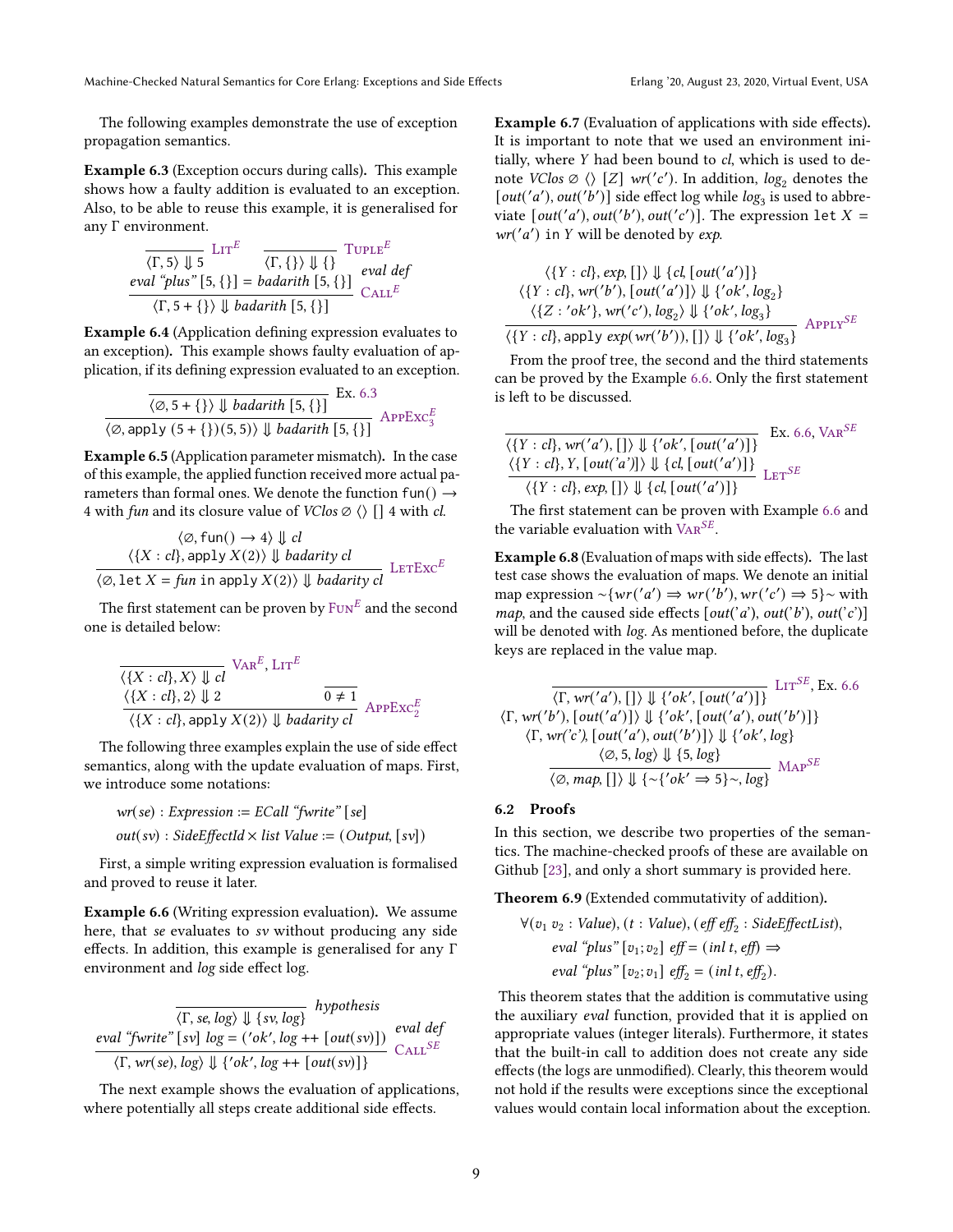The following examples demonstrate the use of exception propagation semantics.

**Example 6.3** (Exception occurs during calls)**.** This example shows how a faulty addition is evaluated to an exception. Also, to be able to reuse this example, it is generalised for any Γ environment.

$$\dfrac{\dfrac{}{\langle \Gamma, 5 \rangle \Downarrow 5}\ \textsc{Lit}^E \quad \dfrac{}{\langle \Gamma, \{\} \rangle \Downarrow \{\}}\ \textsc{Tuple}^E \quad \textit{eval “plus”}\ [5, \{\}] = \textit{badarith}\ [5, \{\}]\ \textit{eval def}}{\langle \Gamma, 5 + \{\} \rangle \Downarrow \textit{badarith}\ [5, \{\}]}\ \textsc{Call}^E$$

**Example 6.4** (Application defining expression evaluates to an exception)**.** This example shows faulty evaluation of application, if its defining expression evaluated to an exception.

$$\dfrac{\dfrac{}{\langle \varnothing, 5 + \{\} \rangle \Downarrow \textit{badarith}\ [5, \{\}]}\ \text{Ex. 6.3}}{\langle \varnothing, \texttt{apply}\ (5 + \{\})(5, 5) \rangle \Downarrow \textit{badarith}\ [5, \{\}]}\ \textsc{AppExc}^E_3$$

**Example 6.5** (Application parameter mismatch)**.** In the case of this example, the applied function received more actual parameters than formal ones. We denote the function $\texttt{fun}() \rightarrow 4$ with *fun* and its closure value of $\textit{VClos}\ \varnothing\ \langle\rangle\ []\ 4$ with *cl*.

$$\dfrac{\langle \varnothing, \texttt{fun}() \rightarrow 4 \rangle \Downarrow \textit{cl} \qquad \langle \{X : \textit{cl}\}, \texttt{apply}\ X(2) \rangle \Downarrow \textit{badarity cl}}{\langle \varnothing, \texttt{let}\ X = \textit{fun}\ \texttt{in apply}\ X(2) \rangle \Downarrow \textit{badarity cl}}\ \textsc{LetExc}^E$$

The first statement can be proven by $\textsc{Fun}^E$ and the second one is detailed below:

$$\dfrac{\dfrac{}{\langle \{X : \textit{cl}\}, X \rangle \Downarrow \textit{cl}}\ \textsc{Var}^E, \textsc{Lit}^E \quad \langle \{X : \textit{cl}\}, 2 \rangle \Downarrow 2 \quad \dfrac{}{0 \neq 1}}{\langle \{X : \textit{cl}\}, \texttt{apply}\ X(2) \rangle \Downarrow \textit{badarity cl}}\ \textsc{AppExc}^E_2$$

The following three examples explain the use of side effect semantics, along with the update evaluation of maps. First, we introduce some notations:

$$\textit{wr}(\textit{se}) : \textit{Expression} := \textit{ECall “fwrite”}\ [\textit{se}]$$

$$\textit{out}(\textit{sv}) : \textit{SideEffectId} \times \textit{list Value} := (\textit{Output}, [\textit{sv}])$$

First, a simple writing expression evaluation is formalised and proved to reuse it later.

**Example 6.6** (Writing expression evaluation)**.** We assume here, that *se* evaluates to *sv* without producing any side effects. In addition, this example is generalised for any Γ environment and *log* side effect log.

$$\dfrac{\dfrac{}{\langle \Gamma, \textit{se}, \textit{log} \rangle \Downarrow \{\textit{sv}, \textit{log}\}}\ \textit{hypothesis} \quad \textit{eval “fwrite”}\ [\textit{sv}]\ \textit{log} = (\textit{'ok'}, \textit{log} \mathbin{++} [\textit{out}(\textit{sv})])\ \textit{eval def}}{\langle \Gamma, \textit{wr}(\textit{se}), \textit{log} \rangle \Downarrow \{\textit{'ok'}, \textit{log} \mathbin{++} [\textit{out}(\textit{sv})]\}}\ \textsc{Call}^{SE}$$

The next example shows the evaluation of applications, where potentially all steps create additional side effects.

**Example 6.7** (Evaluation of applications with side effects)**.** It is important to note that we used an environment initially, where $Y$ had been bound to *cl*, which is used to denote $\textit{VClos}\ \varnothing\ \langle\rangle\ [Z]\ \textit{wr}('c')$. In addition, $\textit{log}_2$ denotes the $[\textit{out}('a'), \textit{out}('b')]$ side effect log while $\textit{log}_3$ is used to abbreviate $[\textit{out}('a'), \textit{out}('b'), \textit{out}('c')]$. The expression $\texttt{let}\ X = \textit{wr}('a')\ \texttt{in}\ Y$ will be denoted by *exp*.

$$\dfrac{\langle \{Y : \textit{cl}\}, \textit{exp}, [] \rangle \Downarrow \{\textit{cl}, [\textit{out}('a')]\} \quad \langle \{Y : \textit{cl}\}, \textit{wr}('b'), [\textit{out}('a')] \rangle \Downarrow \{\textit{'ok'}, \textit{log}_2\} \quad \langle \{Z : \textit{'ok'}\}, \textit{wr}('c'), \textit{log}_2 \rangle \Downarrow \{\textit{'ok'}, \textit{log}_3\}}{\langle \{Y : \textit{cl}\}, \texttt{apply}\ \textit{exp}(\textit{wr}('b')), [] \rangle \Downarrow \{\textit{'ok'}, \textit{log}_3\}}\ \textsc{Apply}^{SE}$$

From the proof tree, the second and the third statements can be proved by the Example 6.6. Only the first statement is left to be discussed.

$$\dfrac{\dfrac{}{\langle \{Y : \textit{cl}\}, \textit{wr}('a'), [] \rangle \Downarrow \{\textit{'ok'}, [\textit{out}('a')]\}}\ \text{Ex. 6.6}, \textsc{Var}^{SE} \quad \langle \{Y : \textit{cl}\}, Y, [\textit{out}('a')] \rangle \Downarrow \{\textit{cl}, [\textit{out}('a')]\}}{\langle \{Y : \textit{cl}\}, \textit{exp}, [] \rangle \Downarrow \{\textit{cl}, [\textit{out}('a')]\}}\ \textsc{Let}^{SE}$$

The first statement can be proven with Example 6.6 and the variable evaluation with $\textsc{Var}^{SE}$.

**Example 6.8** (Evaluation of maps with side effects)**.** The last test case shows the evaluation of maps. We denote an initial map expression $\sim\{\textit{wr}('a') \Rightarrow \textit{wr}('b'), \textit{wr}('c') \Rightarrow 5\}\sim$ with *map*, and the caused side effects $[\textit{out}('a'), \textit{out}('b'), \textit{out}('c')]$ will be denoted with *log*. As mentioned before, the duplicate keys are replaced in the value map.

$$\dfrac{\dfrac{}{\langle \Gamma, \textit{wr}('a'), [] \rangle \Downarrow \{\textit{'ok'}, [\textit{out}('a')]\}}\ \textsc{Lit}^{SE}, \text{Ex. 6.6} \quad \langle \Gamma, \textit{wr}('b'), [\textit{out}('a')] \rangle \Downarrow \{\textit{'ok'}, [\textit{out}('a'), \textit{out}('b')]\} \quad \langle \Gamma, \textit{wr}('c'), [\textit{out}('a'), \textit{out}('b')] \rangle \Downarrow \{\textit{'ok'}, \textit{log}\} \quad \langle \varnothing, 5, \textit{log} \rangle \Downarrow \{5, \textit{log}\}}{\langle \varnothing, \textit{map}, [] \rangle \Downarrow \{\sim\{\textit{'ok'} \Rightarrow 5\}\sim, \textit{log}\}}\ \textsc{Map}^{SE}$$

## 6.2 Proofs

In this section, we describe two properties of the semantics. The machine-checked proofs of these are available on Github [23], and only a short summary is provided here.

**Theorem 6.9** (Extended commutativity of addition)**.**

$$\forall (v_1\ v_2 : \textit{Value}), (t : \textit{Value}), (\textit{eff}\ \textit{eff}_2 : \textit{SideEffectList}),$$
$$\textit{eval “plus”}\ [v_1; v_2]\ \textit{eff} = (\textit{inl}\ t, \textit{eff}) \Rightarrow$$
$$\textit{eval “plus”}\ [v_2; v_1]\ \textit{eff}_2 = (\textit{inl}\ t, \textit{eff}_2).$$

This theorem states that the addition is commutative using the auxiliary *eval* function, provided that it is applied on appropriate values (integer literals). Furthermore, it states that the built-in call to addition does not create any side effects (the logs are unmodified). Clearly, this theorem would not hold if the results were exceptions since the exceptional values would contain local information about the exception.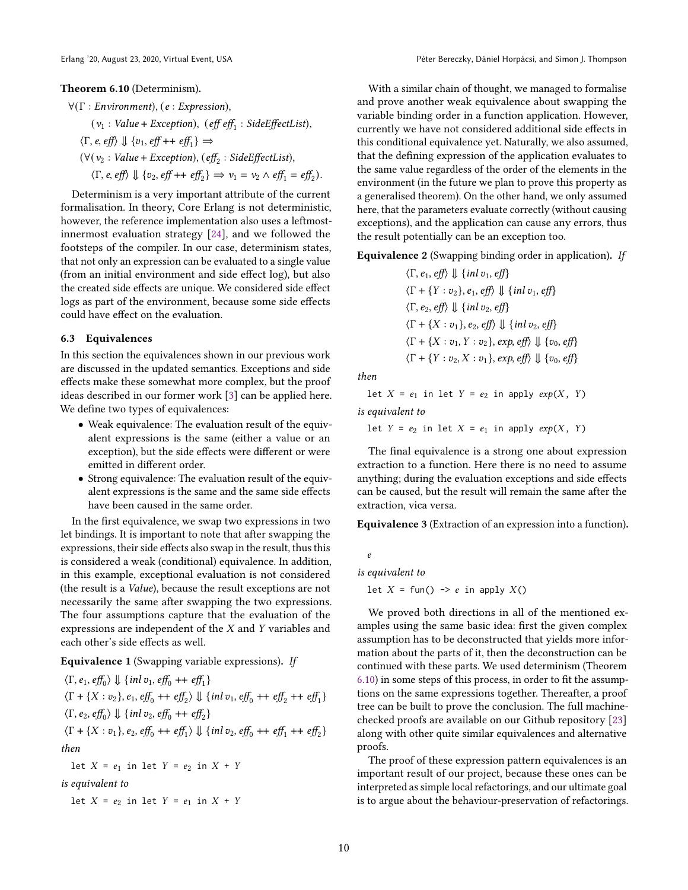**Theorem 6.10** (Determinism).

$$
\begin{aligned}
&\forall (\Gamma : \mathit{Environment}), (e : \mathit{Expression}),\\
&\quad (v_1 : \mathit{Value} + \mathit{Exception}),\ (\mathit{eff}\ \mathit{eff}_1 : \mathit{SideEffectList}),\\
&\langle \Gamma, e, \mathit{eff} \rangle \Downarrow \{v_1, \mathit{eff} \mathbin{++} \mathit{eff}_1\} \Rightarrow\\
&(\forall (v_2 : \mathit{Value} + \mathit{Exception}), (\mathit{eff}_2 : \mathit{SideEffectList}),\\
&\quad \langle \Gamma, e, \mathit{eff} \rangle \Downarrow \{v_2, \mathit{eff} \mathbin{++} \mathit{eff}_2\} \Rightarrow v_1 = v_2 \land \mathit{eff}_1 = \mathit{eff}_2).
\end{aligned}
$$

Determinism is a very important attribute of the current formalisation. In theory, Core Erlang is not deterministic, however, the reference implementation also uses a leftmost-innermost evaluation strategy [24], and we followed the footsteps of the compiler. In our case, determinism states, that not only an expression can be evaluated to a single value (from an initial environment and side effect log), but also the created side effects are unique. We considered side effect logs as part of the environment, because some side effects could have effect on the evaluation.

### 6.3 Equivalences

In this section the equivalences shown in our previous work are discussed in the updated semantics. Exceptions and side effects make these somewhat more complex, but the proof ideas described in our former work [3] can be applied here. We define two types of equivalences:

- Weak equivalence: The evaluation result of the equivalent expressions is the same (either a value or an exception), but the side effects were different or were emitted in different order.
- Strong equivalence: The evaluation result of the equivalent expressions is the same and the same side effects have been caused in the same order.

In the first equivalence, we swap two expressions in two let bindings. It is important to note that after swapping the expressions, their side effects also swap in the result, thus this is considered a weak (conditional) equivalence. In addition, in this example, exceptional evaluation is not considered (the result is a *Value*), because the result exceptions are not necessarily the same after swapping the two expressions. The four assumptions capture that the evaluation of the expressions are independent of the $X$ and $Y$ variables and each other's side effects as well.

**Equivalence 1** (Swapping variable expressions). *If*

$$
\begin{aligned}
&\langle \Gamma, e_1, \mathit{eff}_0 \rangle \Downarrow \{\mathit{inl}\ v_1, \mathit{eff}_0 \mathbin{++} \mathit{eff}_1\}\\
&\langle \Gamma + \{X : v_2\}, e_1, \mathit{eff}_0 \mathbin{++} \mathit{eff}_2 \rangle \Downarrow \{\mathit{inl}\ v_1, \mathit{eff}_0 \mathbin{++} \mathit{eff}_2 \mathbin{++} \mathit{eff}_1\}\\
&\langle \Gamma, e_2, \mathit{eff}_0 \rangle \Downarrow \{\mathit{inl}\ v_2, \mathit{eff}_0 \mathbin{++} \mathit{eff}_2\}\\
&\langle \Gamma + \{X : v_1\}, e_2, \mathit{eff}_0 \mathbin{++} \mathit{eff}_1 \rangle \Downarrow \{\mathit{inl}\ v_2, \mathit{eff}_0 \mathbin{++} \mathit{eff}_1 \mathbin{++} \mathit{eff}_2\}
\end{aligned}
$$

*then*

`let` $X$ `=` $e_1$ `in let` $Y$ `=` $e_2$ `in` $X$ `+` $Y$

*is equivalent to*

`let` $X$ `=` $e_2$ `in let` $Y$ `=` $e_1$ `in` $X$ `+` $Y$

With a similar chain of thought, we managed to formalise and prove another weak equivalence about swapping the variable binding order in a function application. However, currently we have not considered additional side effects in this conditional equivalence yet. Naturally, we also assumed, that the defining expression of the application evaluates to the same value regardless of the order of the elements in the environment (in the future we plan to prove this property as a generalised theorem). On the other hand, we only assumed here, that the parameters evaluate correctly (without causing exceptions), and the application can cause any errors, thus the result potentially can be an exception too.

**Equivalence 2** (Swapping binding order in application). *If*

$$
\begin{aligned}
&\langle \Gamma, e_1, \mathit{eff} \rangle \Downarrow \{\mathit{inl}\ v_1, \mathit{eff}\}\\
&\langle \Gamma + \{Y : v_2\}, e_1, \mathit{eff} \rangle \Downarrow \{\mathit{inl}\ v_1, \mathit{eff}\}\\
&\langle \Gamma, e_2, \mathit{eff} \rangle \Downarrow \{\mathit{inl}\ v_2, \mathit{eff}\}\\
&\langle \Gamma + \{X : v_1\}, e_2, \mathit{eff} \rangle \Downarrow \{\mathit{inl}\ v_2, \mathit{eff}\}\\
&\langle \Gamma + \{X : v_1, Y : v_2\}, \mathit{exp}, \mathit{eff} \rangle \Downarrow \{v_0, \mathit{eff}\}\\
&\langle \Gamma + \{Y : v_2, X : v_1\}, \mathit{exp}, \mathit{eff} \rangle \Downarrow \{v_0, \mathit{eff}\}
\end{aligned}
$$

*then*

`let` $X$ `=` $e_1$ `in let` $Y$ `=` $e_2$ `in apply` $\mathit{exp}(X,\ Y)$

*is equivalent to*

`let` $Y$ `=` $e_2$ `in let` $X$ `=` $e_1$ `in apply` $\mathit{exp}(X,\ Y)$

The final equivalence is a strong one about expression extraction to a function. Here there is no need to assume anything; during the evaluation exceptions and side effects can be caused, but the result will remain the same after the extraction, vica versa.

**Equivalence 3** (Extraction of an expression into a function).

$e$

*is equivalent to*

`let` $X$ `= fun() ->` $e$ `in apply` $X$`()`

We proved both directions in all of the mentioned examples using the same basic idea: first the given complex assumption has to be deconstructed that yields more information about the parts of it, then the deconstruction can be continued with these parts. We used determinism (Theorem 6.10) in some steps of this process, in order to fit the assumptions on the same expressions together. Thereafter, a proof tree can be built to prove the conclusion. The full machine-checked proofs are available on our Github repository [23] along with other quite similar equivalences and alternative proofs.

The proof of these expression pattern equivalences is an important result of our project, because these ones can be interpreted as simple local refactorings, and our ultimate goal is to argue about the behaviour-preservation of refactorings.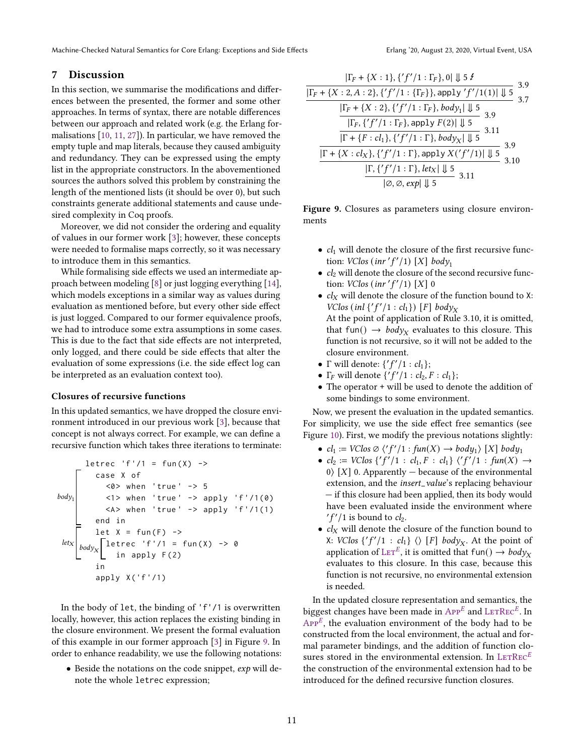## 7 Discussion

In this section, we summarise the modifications and differences between the presented, the former and some other approaches. In terms of syntax, there are notable differences between our approach and related work (e.g. the Erlang formalisations [10, 11, 27]). In particular, we have removed the empty tuple and map literals, because they caused ambiguity and redundancy. They can be expressed using the empty list in the appropriate constructors. In the abovementioned sources the authors solved this problem by constraining the length of the mentioned lists (it should be over 0), but such constraints generate additional statements and cause undesired complexity in Coq proofs.

Moreover, we did not consider the ordering and equality of values in our former work [3]; however, these concepts were needed to formalise maps correctly, so it was necessary to introduce them in this semantics.

While formalising side effects we used an intermediate approach between modeling [8] or just logging everything [14], which models exceptions in a similar way as values during evaluation as mentioned before, but every other side effect is just logged. Compared to our former equivalence proofs, we had to introduce some extra assumptions in some cases. This is due to the fact that side effects are not interpreted, only logged, and there could be side effects that alter the evaluation of some expressions (i.e. the side effect log can be interpreted as an evaluation context too).

### Closures of recursive functions

In this updated semantics, we have dropped the closure environment introduced in our previous work [3], because that concept is not always correct. For example, we can define a recursive function which takes three iterations to terminate:

```
letrec 'f'/1 = fun(X) ->
  case X of                                  (body_1)
    <0> when 'true' -> 5
    <1> when 'true' -> apply 'f'/1(0)
    <A> when 'true' -> apply 'f'/1(1)
  end in
  let X = fun(F) ->                          (let_X)
    letrec 'f'/1 = fun(X) -> 0               (body_X)
      in apply F(2)
  in
  apply X('f'/1)
```

In the body of let, the binding of 'f'/1 is overwritten locally, however, this action replaces the existing binding in the closure environment. We present the formal evaluation of this example in our former approach [3] in Figure 9. In order to enhance readability, we use the following notations:

- Beside the notations on the code snippet, $exp$ will denote the whole letrec expression;

$$
\dfrac{\dfrac{\dfrac{\dfrac{\dfrac{\dfrac{\dfrac{|\Gamma_F + \{X:1\}, \{'f'/1 : \Gamma_F\}, 0| \Downarrow 5 \not\downarrow}{|\Gamma_F + \{X:2, A:2\}, \{'f'/1 : \{\Gamma_F\}\}, \texttt{apply } 'f'/1(1)| \Downarrow 5}\ 3.9}{|\Gamma_F + \{X:2\}, \{'f'/1 : \Gamma_F\}, body_1| \Downarrow 5}\ 3.7}{|\Gamma_F, \{'f'/1 : \Gamma_F\}, \texttt{apply } F(2)| \Downarrow 5}\ 3.9}{|\Gamma + \{F : cl_1\}, \{'f'/1 : \Gamma\}, body_X| \Downarrow 5}\ 3.11}{|\Gamma + \{X : cl_X\}, \{'f'/1 : \Gamma\}, \texttt{apply } X('f'/1)| \Downarrow 5}\ 3.9}{|\Gamma, \{'f'/1 : \Gamma\}, let_X| \Downarrow 5}\ 3.10}{|\emptyset, \emptyset, exp| \Downarrow 5}\ 3.11
$$

**Figure 9.** Closures as parameters using closure environments

- $cl_1$ will denote the closure of the first recursive function: $VClos\ (inr\ 'f'/1)\ [X]\ body_1$
- $cl_2$ will denote the closure of the second recursive function: $VClos\ (inr\ 'f'/1)\ [X]\ 0$
- $cl_X$ will denote the closure of the function bound to X: $VClos\ (inl\ \{'f'/1 : cl_1\})\ [F]\ body_X$
  At the point of application of Rule 3.10, it is omitted, that fun() $\rightarrow body_X$ evaluates to this closure. This function is not recursive, so it will not be added to the closure environment.
- $\Gamma$ will denote: $\{'f'/1 : cl_1\}$;
- $\Gamma_F$ will denote $\{'f'/1 : cl_2, F : cl_1\}$;
- The operator + will be used to denote the addition of some bindings to some environment.

Now, we present the evaluation in the updated semantics. For simplicity, we use the side effect free semantics (see Figure 10). First, we modify the previous notations slightly:

- $cl_1 := VClos\ \emptyset\ \langle 'f'/1 : fun(X) \rightarrow body_1 \rangle\ [X]\ body_1$
- $cl_2 := VClos\ \{'f'/1 : cl_1, F : cl_1\}\ \langle 'f'/1 : fun(X) \rightarrow 0 \rangle\ [X]\ 0$. Apparently — because of the environmental extension, and the *insert_value*'s replacing behaviour — if this closure had been applied, then its body would have been evaluated inside the environment where $'f'/1$ is bound to $cl_2$.
- $cl_X$ will denote the closure of the function bound to X: $VClos\ \{'f'/1 : cl_1\}\ \langle\rangle\ [F]\ body_X$. At the point of application of $\text{LET}^E$, it is omitted that fun() $\rightarrow body_X$ evaluates to this closure. In this case, because this function is not recursive, no environmental extension is needed.

In the updated closure representation and semantics, the biggest changes have been made in $\text{APP}^E$ and $\text{LETREC}^E$. In $\text{APP}^E$, the evaluation environment of the body had to be constructed from the local environment, the actual and formal parameter bindings, and the addition of function closures stored in the environmental extension. In $\text{LETREC}^E$ the construction of the environmental extension had to be introduced for the defined recursive function closures.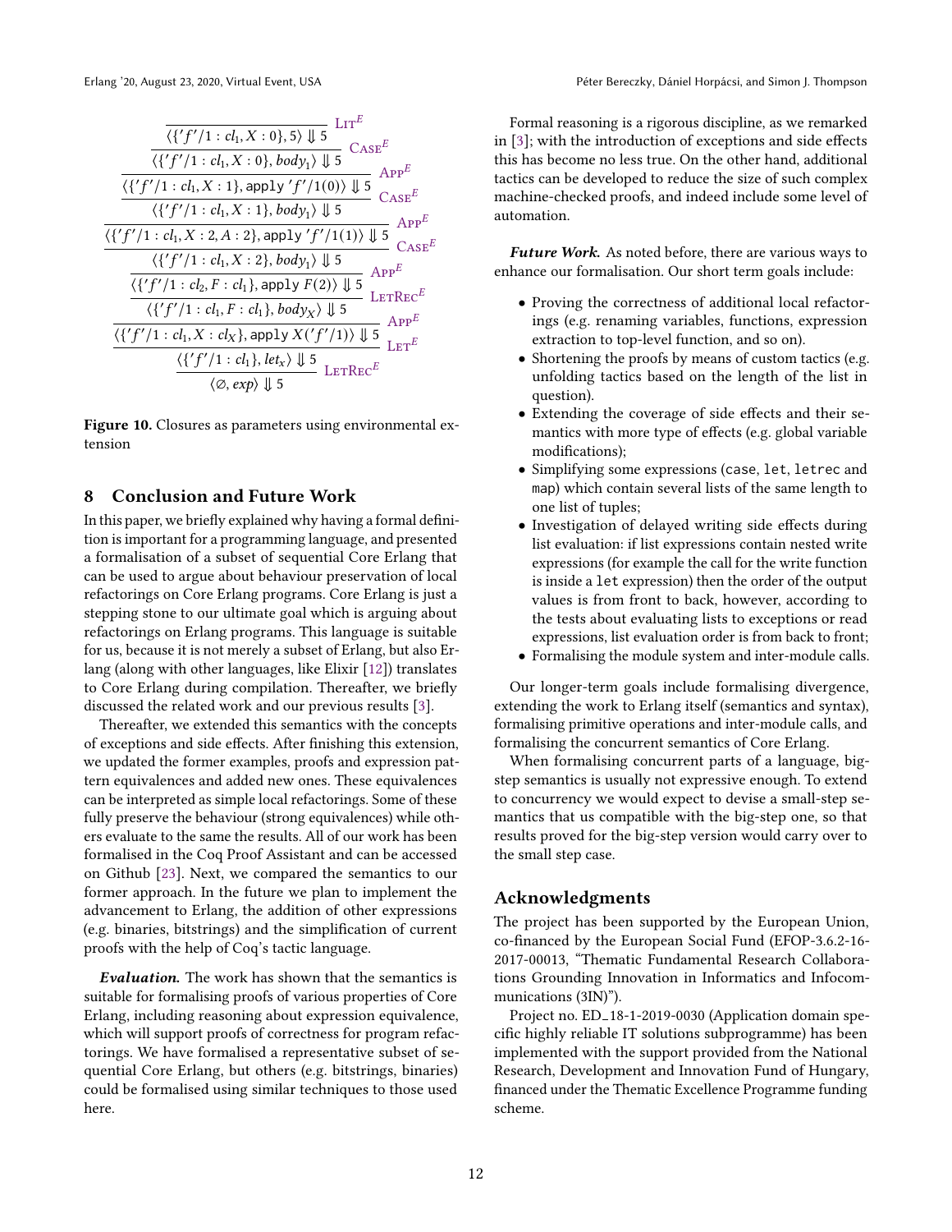$$
\dfrac{\dfrac{\dfrac{\dfrac{\dfrac{\dfrac{\dfrac{\dfrac{\dfrac{\dfrac{\dfrac{}{\langle \{'f'/1 : cl_1, X : 0\}, 5 \rangle \Downarrow 5}\,\textsc{Lit}^E}{\langle \{'f'/1 : cl_1, X : 0\}, body_1 \rangle \Downarrow 5}\,\textsc{Case}^E}{\langle \{'f'/1 : cl_1, X : 1\}, \texttt{apply } 'f'/1(0) \rangle \Downarrow 5}\,\textsc{App}^E}{\langle \{'f'/1 : cl_1, X : 1\}, body_1 \rangle \Downarrow 5}\,\textsc{Case}^E}{\langle \{'f'/1 : cl_1, X : 2, A : 2\}, \texttt{apply } 'f'/1(1) \rangle \Downarrow 5}\,\textsc{App}^E}{\langle \{'f'/1 : cl_1, X : 2\}, body_1 \rangle \Downarrow 5}\,\textsc{Case}^E}{\langle \{'f'/1 : cl_2, F : cl_1\}, \texttt{apply } F(2) \rangle \Downarrow 5}\,\textsc{App}^E}{\langle \{'f'/1 : cl_1, F : cl_1\}, body_X \rangle \Downarrow 5}\,\textsc{LetRec}^E}{\langle \{'f'/1 : cl_1, X : cl_X\}, \texttt{apply } X('f'/1) \rangle \Downarrow 5}\,\textsc{App}^E}{\langle \{'f'/1 : cl_1\}, let_x \rangle \Downarrow 5}\,\textsc{Let}^E}{\langle \emptyset, exp \rangle \Downarrow 5}\,\textsc{LetRec}^E
$$

**Figure 10.** Closures as parameters using environmental extension

## 8 Conclusion and Future Work

In this paper, we briefly explained why having a formal definition is important for a programming language, and presented a formalisation of a subset of sequential Core Erlang that can be used to argue about behaviour preservation of local refactorings on Core Erlang programs. Core Erlang is just a stepping stone to our ultimate goal which is arguing about refactorings on Erlang programs. This language is suitable for us, because it is not merely a subset of Erlang, but also Erlang (along with other languages, like Elixir [12]) translates to Core Erlang during compilation. Thereafter, we briefly discussed the related work and our previous results [3].

Thereafter, we extended this semantics with the concepts of exceptions and side effects. After finishing this extension, we updated the former examples, proofs and expression pattern equivalences and added new ones. These equivalences can be interpreted as simple local refactorings. Some of these fully preserve the behaviour (strong equivalences) while others evaluate to the same the results. All of our work has been formalised in the Coq Proof Assistant and can be accessed on Github [23]. Next, we compared the semantics to our former approach. In the future we plan to implement the advancement to Erlang, the addition of other expressions (e.g. binaries, bitstrings) and the simplification of current proofs with the help of Coq's tactic language.

***Evaluation.*** The work has shown that the semantics is suitable for formalising proofs of various properties of Core Erlang, including reasoning about expression equivalence, which will support proofs of correctness for program refactorings. We have formalised a representative subset of sequential Core Erlang, but others (e.g. bitstrings, binaries) could be formalised using similar techniques to those used here.

Formal reasoning is a rigorous discipline, as we remarked in [3]; with the introduction of exceptions and side effects this has become no less true. On the other hand, additional tactics can be developed to reduce the size of such complex machine-checked proofs, and indeed include some level of automation.

***Future Work.*** As noted before, there are various ways to enhance our formalisation. Our short term goals include:

- Proving the correctness of additional local refactorings (e.g. renaming variables, functions, expression extraction to top-level function, and so on).
- Shortening the proofs by means of custom tactics (e.g. unfolding tactics based on the length of the list in question).
- Extending the coverage of side effects and their semantics with more type of effects (e.g. global variable modifications);
- Simplifying some expressions (`case`, `let`, `letrec` and `map`) which contain several lists of the same length to one list of tuples;
- Investigation of delayed writing side effects during list evaluation: if list expressions contain nested write expressions (for example the call for the write function is inside a `let` expression) then the order of the output values is from front to back, however, according to the tests about evaluating lists to exceptions or read expressions, list evaluation order is from back to front;
- Formalising the module system and inter-module calls.

Our longer-term goals include formalising divergence, extending the work to Erlang itself (semantics and syntax), formalising primitive operations and inter-module calls, and formalising the concurrent semantics of Core Erlang.

When formalising concurrent parts of a language, big-step semantics is usually not expressive enough. To extend to concurrency we would expect to devise a small-step semantics that us compatible with the big-step one, so that results proved for the big-step version would carry over to the small step case.

## Acknowledgments

The project has been supported by the European Union, co-financed by the European Social Fund (EFOP-3.6.2-16-2017-00013, "Thematic Fundamental Research Collaborations Grounding Innovation in Informatics and Infocommunications (3IN)").

Project no. ED_18-1-2019-0030 (Application domain specific highly reliable IT solutions subprogramme) has been implemented with the support provided from the National Research, Development and Innovation Fund of Hungary, financed under the Thematic Excellence Programme funding scheme.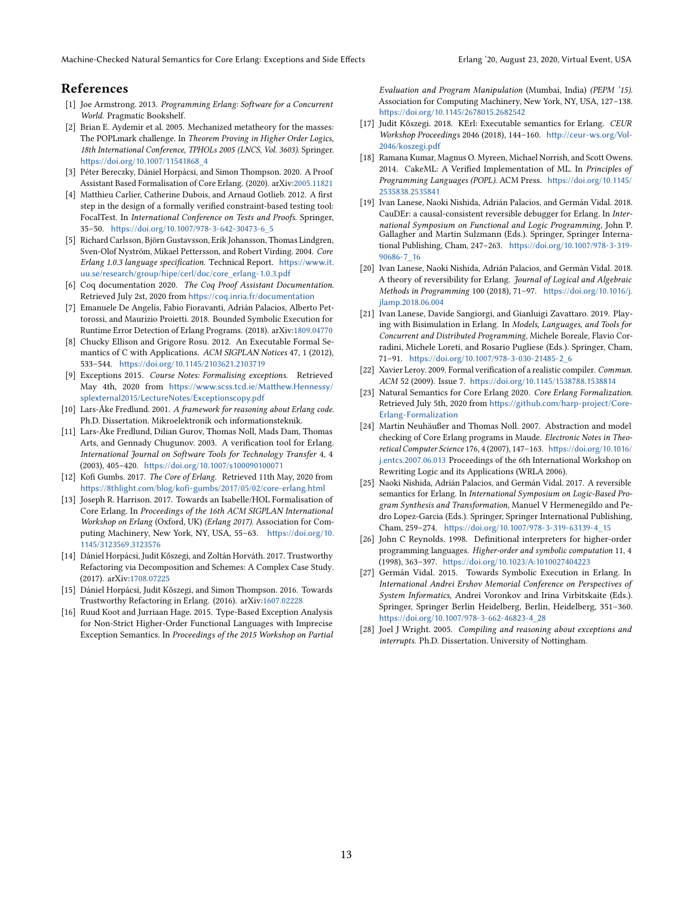## References

[1] Joe Armstrong. 2013. *Programming Erlang: Software for a Concurrent World*. Pragmatic Bookshelf.

[2] Brian E. Aydemir et al. 2005. Mechanized metatheory for the masses: The POPLmark challenge. In *Theorem Proving in Higher Order Logics, 18th International Conference, TPHOLs 2005 (LNCS, Vol. 3603)*. Springer. https://doi.org/10.1007/11541868_4

[3] Péter Bereczky, Dániel Horpácsi, and Simon Thompson. 2020. A Proof Assistant Based Formalisation of Core Erlang. (2020). arXiv:2005.11821

[4] Matthieu Carlier, Catherine Dubois, and Arnaud Gotlieb. 2012. A first step in the design of a formally verified constraint-based testing tool: FocalTest. In *International Conference on Tests and Proofs*. Springer, 35–50. https://doi.org/10.1007/978-3-642-30473-6_5

[5] Richard Carlsson, Björn Gustavsson, Erik Johansson, Thomas Lindgren, Sven-Olof Nyström, Mikael Pettersson, and Robert Virding. 2004. *Core Erlang 1.0.3 language specification*. Technical Report. https://www.it.uu.se/research/group/hipe/cerl/doc/core_erlang-1.0.3.pdf

[6] Coq documentation 2020. *The Coq Proof Assistant Documentation*. Retrieved July 2st, 2020 from https://coq.inria.fr/documentation

[7] Emanuele De Angelis, Fabio Fioravanti, Adrián Palacios, Alberto Pettorossi, and Maurizio Proietti. 2018. Bounded Symbolic Execution for Runtime Error Detection of Erlang Programs. (2018). arXiv:1809.04770

[8] Chucky Ellison and Grigore Rosu. 2012. An Executable Formal Semantics of C with Applications. *ACM SIGPLAN Notices* 47, 1 (2012), 533–544. https://doi.org/10.1145/2103621.2103719

[9] Exceptions 2015. *Course Notes: Formalising exceptions*. Retrieved May 4th, 2020 from https://www.scss.tcd.ie/Matthew.Hennessy/splexternal2015/LectureNotes/Exceptionscopy.pdf

[10] Lars-Åke Fredlund. 2001. *A framework for reasoning about Erlang code*. Ph.D. Dissertation. Mikroelektronik och informationsteknik.

[11] Lars-Åke Fredlund, Dilian Gurov, Thomas Noll, Mads Dam, Thomas Arts, and Gennady Chugunov. 2003. A verification tool for Erlang. *International Journal on Software Tools for Technology Transfer* 4, 4 (2003), 405–420. https://doi.org/10.1007/s100090100071

[12] Kofi Gumbs. 2017. *The Core of Erlang*. Retrieved 11th May, 2020 from https://8thlight.com/blog/kofi-gumbs/2017/05/02/core-erlang.html

[13] Joseph R. Harrison. 2017. Towards an Isabelle/HOL Formalisation of Core Erlang. In *Proceedings of the 16th ACM SIGPLAN International Workshop on Erlang* (Oxford, UK) *(Erlang 2017)*. Association for Computing Machinery, New York, NY, USA, 55–63. https://doi.org/10.1145/3123569.3123576

[14] Dániel Horpácsi, Judit Kőszegi, and Zoltán Horváth. 2017. Trustworthy Refactoring via Decomposition and Schemes: A Complex Case Study. (2017). arXiv:1708.07225

[15] Dániel Horpácsi, Judit Kőszegi, and Simon Thompson. 2016. Towards Trustworthy Refactoring in Erlang. (2016). arXiv:1607.02228

[16] Ruud Koot and Jurriaan Hage. 2015. Type-Based Exception Analysis for Non-Strict Higher-Order Functional Languages with Imprecise Exception Semantics. In *Proceedings of the 2015 Workshop on Partial Evaluation and Program Manipulation* (Mumbai, India) *(PEPM '15)*. Association for Computing Machinery, New York, NY, USA, 127–138. https://doi.org/10.1145/2678015.2682542

[17] Judit Kőszegi. 2018. KErl: Executable semantics for Erlang. *CEUR Workshop Proceedings* 2046 (2018), 144–160. http://ceur-ws.org/Vol-2046/koszegi.pdf

[18] Ramana Kumar, Magnus O. Myreen, Michael Norrish, and Scott Owens. 2014. CakeML: A Verified Implementation of ML. In *Principles of Programming Languages (POPL)*. ACM Press. https://doi.org/10.1145/2535838.2535841

[19] Ivan Lanese, Naoki Nishida, Adrián Palacios, and Germán Vidal. 2018. CauDEr: a causal-consistent reversible debugger for Erlang. In *International Symposium on Functional and Logic Programming*, John P. Gallagher and Martin Sulzmann (Eds.). Springer, Springer International Publishing, Cham, 247–263. https://doi.org/10.1007/978-3-319-90686-7_16

[20] Ivan Lanese, Naoki Nishida, Adrián Palacios, and Germán Vidal. 2018. A theory of reversibility for Erlang. *Journal of Logical and Algebraic Methods in Programming* 100 (2018), 71–97. https://doi.org/10.1016/j.jlamp.2018.06.004

[21] Ivan Lanese, Davide Sangiorgi, and Gianluigi Zavattaro. 2019. Playing with Bisimulation in Erlang. In *Models, Languages, and Tools for Concurrent and Distributed Programming*, Michele Boreale, Flavio Corradini, Michele Loreti, and Rosario Pugliese (Eds.). Springer, Cham, 71–91. https://doi.org/10.1007/978-3-030-21485-2_6

[22] Xavier Leroy. 2009. Formal verification of a realistic compiler. *Commun. ACM* 52 (2009). Issue 7. https://doi.org/10.1145/1538788.1538814

[23] Natural Semantics for Core Erlang 2020. *Core Erlang Formalization*. Retrieved July 5th, 2020 from https://github.com/harp-project/Core-Erlang-Formalization

[24] Martin Neuhäußer and Thomas Noll. 2007. Abstraction and model checking of Core Erlang programs in Maude. *Electronic Notes in Theoretical Computer Science* 176, 4 (2007), 147–163. https://doi.org/10.1016/j.entcs.2007.06.013 Proceedings of the 6th International Workshop on Rewriting Logic and its Applications (WRLA 2006).

[25] Naoki Nishida, Adrián Palacios, and Germán Vidal. 2017. A reversible semantics for Erlang. In *International Symposium on Logic-Based Program Synthesis and Transformation*, Manuel V Hermenegildo and Pedro Lopez-Garcia (Eds.). Springer, Springer International Publishing, Cham, 259–274. https://doi.org/10.1007/978-3-319-63139-4_15

[26] John C Reynolds. 1998. Definitional interpreters for higher-order programming languages. *Higher-order and symbolic computation* 11, 4 (1998), 363–397. https://doi.org/10.1023/A:1010027404223

[27] Germán Vidal. 2015. Towards Symbolic Execution in Erlang. In *International Andrei Ershov Memorial Conference on Perspectives of System Informatics*, Andrei Voronkov and Irina Virbitskaite (Eds.). Springer, Springer Berlin Heidelberg, Berlin, Heidelberg, 351–360. https://doi.org/10.1007/978-3-662-46823-4_28

[28] Joel J Wright. 2005. *Compiling and reasoning about exceptions and interrupts*. Ph.D. Dissertation. University of Nottingham.